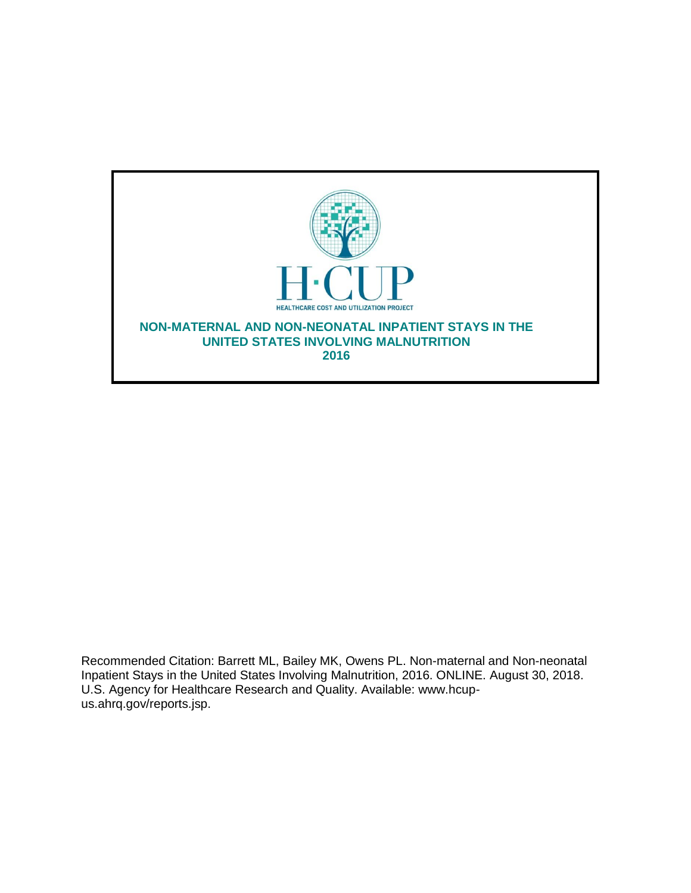H·CUP

HEALTHCARE COST AND UTILIZATION PROJECT

# NON-MATERNAL AND NON-NEONATAL INPATIENT STAYS IN THE UNITED STATES INVOLVING MALNUTRITION

## 2016

Recommended Citation: Barrett ML, Bailey MK, Owens PL. Non-maternal and Non-neonatal Inpatient Stays in the United States Involving Malnutrition, 2016. ONLINE. August 30, 2018. U.S. Agency for Healthcare Research and Quality. Available: www.hcup-us.ahrq.gov/reports.jsp.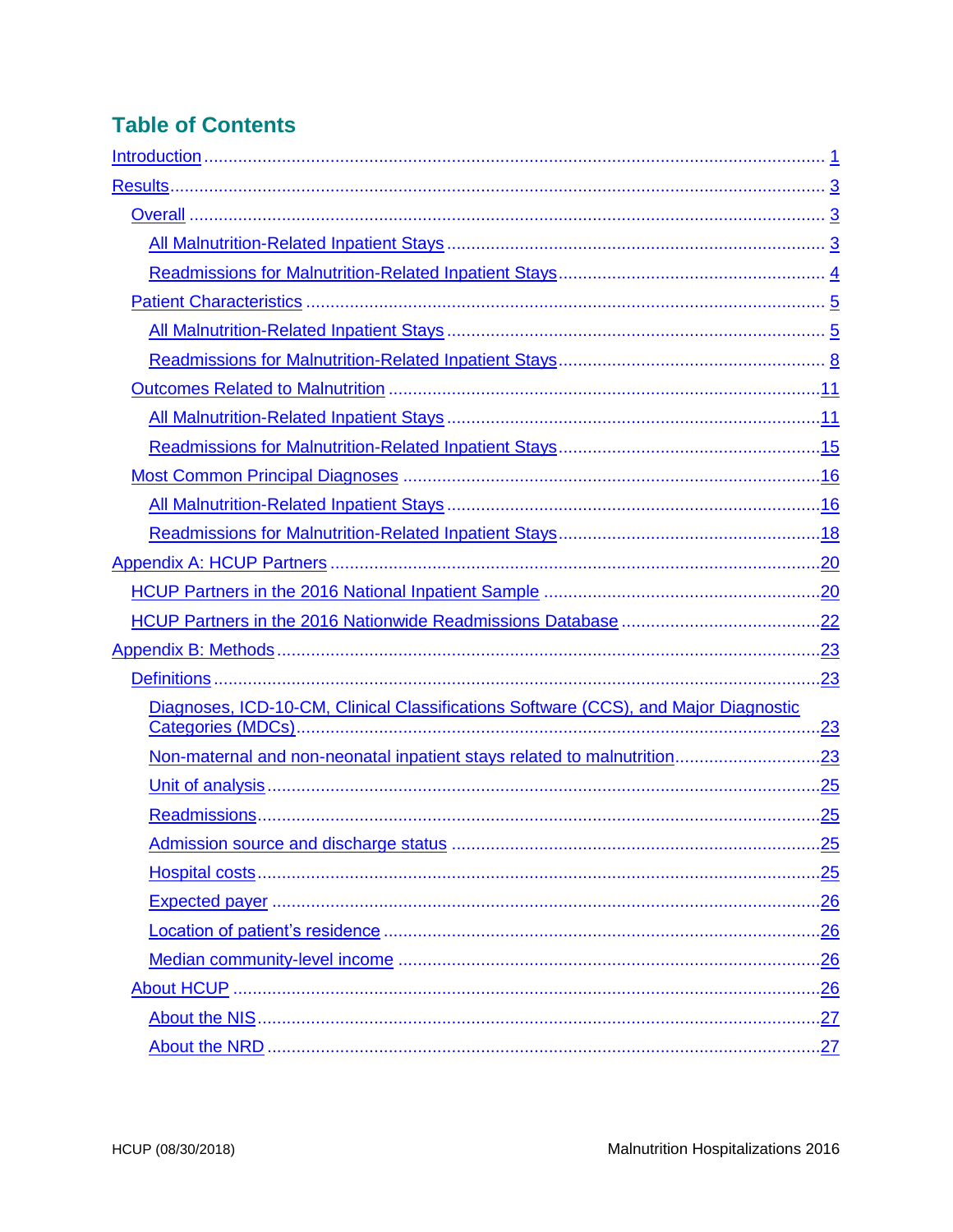## Table of Contents

- Introduction ........ 1
- Results ........ 3
  - Overall ........ 3
    - All Malnutrition-Related Inpatient Stays ........ 3
    - Readmissions for Malnutrition-Related Inpatient Stays ........ 4
  - Patient Characteristics ........ 5
    - All Malnutrition-Related Inpatient Stays ........ 5
    - Readmissions for Malnutrition-Related Inpatient Stays ........ 8
  - Outcomes Related to Malnutrition ........ 11
    - All Malnutrition-Related Inpatient Stays ........ 11
    - Readmissions for Malnutrition-Related Inpatient Stays ........ 15
  - Most Common Principal Diagnoses ........ 16
    - All Malnutrition-Related Inpatient Stays ........ 16
    - Readmissions for Malnutrition-Related Inpatient Stays ........ 18
- Appendix A: HCUP Partners ........ 20
  - HCUP Partners in the 2016 National Inpatient Sample ........ 20
  - HCUP Partners in the 2016 Nationwide Readmissions Database ........ 22
- Appendix B: Methods ........ 23
  - Definitions ........ 23
    - Diagnoses, ICD-10-CM, Clinical Classifications Software (CCS), and Major Diagnostic Categories (MDCs) ........ 23
    - Non-maternal and non-neonatal inpatient stays related to malnutrition ........ 23
    - Unit of analysis ........ 25
    - Readmissions ........ 25
    - Admission source and discharge status ........ 25
    - Hospital costs ........ 25
    - Expected payer ........ 26
    - Location of patient's residence ........ 26
    - Median community-level income ........ 26
  - About HCUP ........ 26
    - About the NIS ........ 27
    - About the NRD ........ 27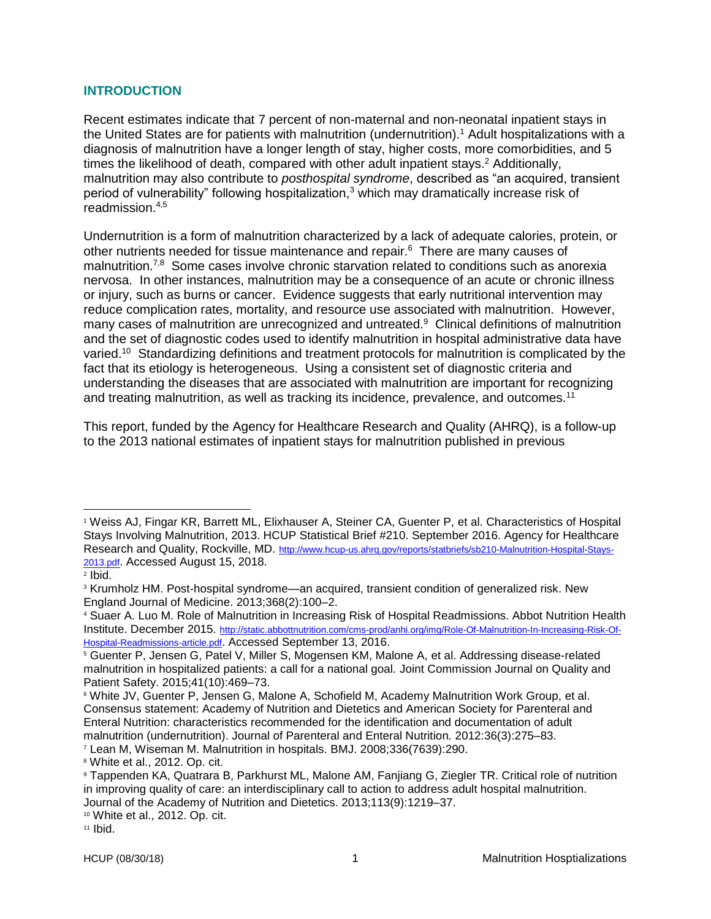## INTRODUCTION

Recent estimates indicate that 7 percent of non-maternal and non-neonatal inpatient stays in the United States are for patients with malnutrition (undernutrition).[1] Adult hospitalizations with a diagnosis of malnutrition have a longer length of stay, higher costs, more comorbidities, and 5 times the likelihood of death, compared with other adult inpatient stays.[2] Additionally, malnutrition may also contribute to *posthospital syndrome*, described as "an acquired, transient period of vulnerability" following hospitalization,[3] which may dramatically increase risk of readmission.[4,5]

Undernutrition is a form of malnutrition characterized by a lack of adequate calories, protein, or other nutrients needed for tissue maintenance and repair.[6] There are many causes of malnutrition.[7,8] Some cases involve chronic starvation related to conditions such as anorexia nervosa. In other instances, malnutrition may be a consequence of an acute or chronic illness or injury, such as burns or cancer. Evidence suggests that early nutritional intervention may reduce complication rates, mortality, and resource use associated with malnutrition. However, many cases of malnutrition are unrecognized and untreated.[9] Clinical definitions of malnutrition and the set of diagnostic codes used to identify malnutrition in hospital administrative data have varied.[10] Standardizing definitions and treatment protocols for malnutrition is complicated by the fact that its etiology is heterogeneous. Using a consistent set of diagnostic criteria and understanding the diseases that are associated with malnutrition are important for recognizing and treating malnutrition, as well as tracking its incidence, prevalence, and outcomes.[11]

This report, funded by the Agency for Healthcare Research and Quality (AHRQ), is a follow-up to the 2013 national estimates of inpatient stays for malnutrition published in previous

---

[1] Weiss AJ, Fingar KR, Barrett ML, Elixhauser A, Steiner CA, Guenter P, et al. Characteristics of Hospital Stays Involving Malnutrition, 2013. HCUP Statistical Brief #210. September 2016. Agency for Healthcare Research and Quality, Rockville, MD. http://www.hcup-us.ahrq.gov/reports/statbriefs/sb210-Malnutrition-Hospital-Stays-2013.pdf. Accessed August 15, 2018.

[2] Ibid.

[3] Krumholz HM. Post-hospital syndrome—an acquired, transient condition of generalized risk. New England Journal of Medicine. 2013;368(2):100–2.

[4] Suaer A. Luo M. Role of Malnutrition in Increasing Risk of Hospital Readmissions. Abbot Nutrition Health Institute. December 2015. http://static.abbottnutrition.com/cms-prod/anhi.org/img/Role-Of-Malnutrition-In-Increasing-Risk-Of-Hospital-Readmissions-article.pdf. Accessed September 13, 2016.

[5] Guenter P, Jensen G, Patel V, Miller S, Mogensen KM, Malone A, et al. Addressing disease-related malnutrition in hospitalized patients: a call for a national goal. Joint Commission Journal on Quality and Patient Safety. 2015;41(10):469–73.

[6] White JV, Guenter P, Jensen G, Malone A, Schofield M, Academy Malnutrition Work Group, et al. Consensus statement: Academy of Nutrition and Dietetics and American Society for Parenteral and Enteral Nutrition: characteristics recommended for the identification and documentation of adult malnutrition (undernutrition). Journal of Parenteral and Enteral Nutrition*.* 2012:36(3):275–83.

[7] Lean M, Wiseman M. Malnutrition in hospitals. BMJ. 2008;336(7639):290.

[8] White et al., 2012. Op. cit.

[9] Tappenden KA, Quatrara B, Parkhurst ML, Malone AM, Fanjiang G, Ziegler TR. Critical role of nutrition in improving quality of care: an interdisciplinary call to action to address adult hospital malnutrition. Journal of the Academy of Nutrition and Dietetics. 2013;113(9):1219–37.

[10] White et al., 2012. Op. cit.

[11] Ibid.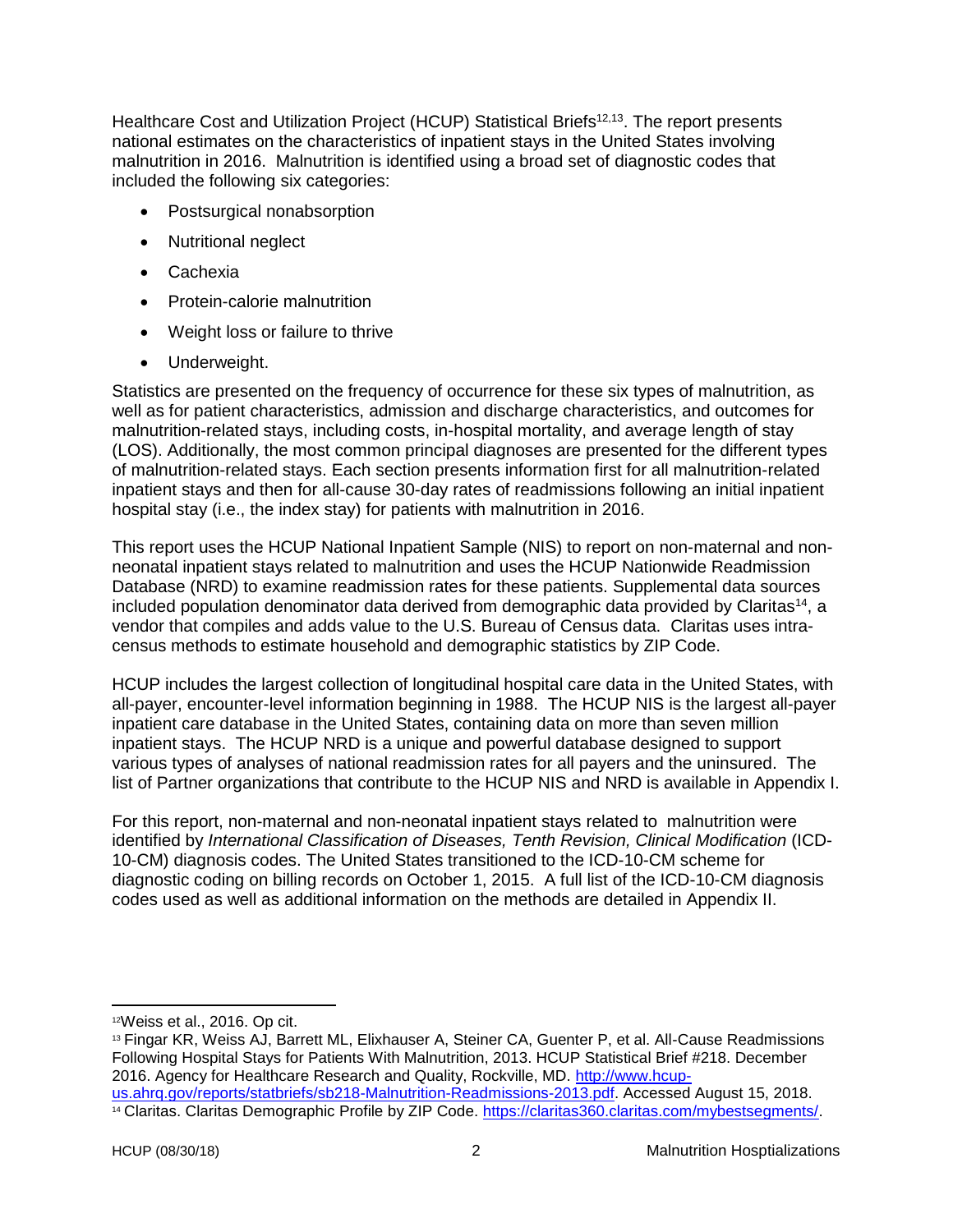Healthcare Cost and Utilization Project (HCUP) Statistical Briefs[12,13]. The report presents national estimates on the characteristics of inpatient stays in the United States involving malnutrition in 2016. Malnutrition is identified using a broad set of diagnostic codes that included the following six categories:

- Postsurgical nonabsorption
- Nutritional neglect
- Cachexia
- Protein-calorie malnutrition
- Weight loss or failure to thrive
- Underweight.

Statistics are presented on the frequency of occurrence for these six types of malnutrition, as well as for patient characteristics, admission and discharge characteristics, and outcomes for malnutrition-related stays, including costs, in-hospital mortality, and average length of stay (LOS). Additionally, the most common principal diagnoses are presented for the different types of malnutrition-related stays. Each section presents information first for all malnutrition-related inpatient stays and then for all-cause 30-day rates of readmissions following an initial inpatient hospital stay (i.e., the index stay) for patients with malnutrition in 2016.

This report uses the HCUP National Inpatient Sample (NIS) to report on non-maternal and non-neonatal inpatient stays related to malnutrition and uses the HCUP Nationwide Readmission Database (NRD) to examine readmission rates for these patients. Supplemental data sources included population denominator data derived from demographic data provided by Claritas[14], a vendor that compiles and adds value to the U.S. Bureau of Census data. Claritas uses intra-census methods to estimate household and demographic statistics by ZIP Code.

HCUP includes the largest collection of longitudinal hospital care data in the United States, with all-payer, encounter-level information beginning in 1988. The HCUP NIS is the largest all-payer inpatient care database in the United States, containing data on more than seven million inpatient stays. The HCUP NRD is a unique and powerful database designed to support various types of analyses of national readmission rates for all payers and the uninsured. The list of Partner organizations that contribute to the HCUP NIS and NRD is available in Appendix I.

For this report, non-maternal and non-neonatal inpatient stays related to malnutrition were identified by *International Classification of Diseases, Tenth Revision, Clinical Modification* (ICD-10-CM) diagnosis codes. The United States transitioned to the ICD-10-CM scheme for diagnostic coding on billing records on October 1, 2015. A full list of the ICD-10-CM diagnosis codes used as well as additional information on the methods are detailed in Appendix II.

---

[12] Weiss et al., 2016. Op cit.

[13] Fingar KR, Weiss AJ, Barrett ML, Elixhauser A, Steiner CA, Guenter P, et al. All-Cause Readmissions Following Hospital Stays for Patients With Malnutrition, 2013. HCUP Statistical Brief #218. December 2016. Agency for Healthcare Research and Quality, Rockville, MD. http://www.hcup-us.ahrq.gov/reports/statbriefs/sb218-Malnutrition-Readmissions-2013.pdf. Accessed August 15, 2018.

[14] Claritas. Claritas Demographic Profile by ZIP Code. https://claritas360.claritas.com/mybestsegments/.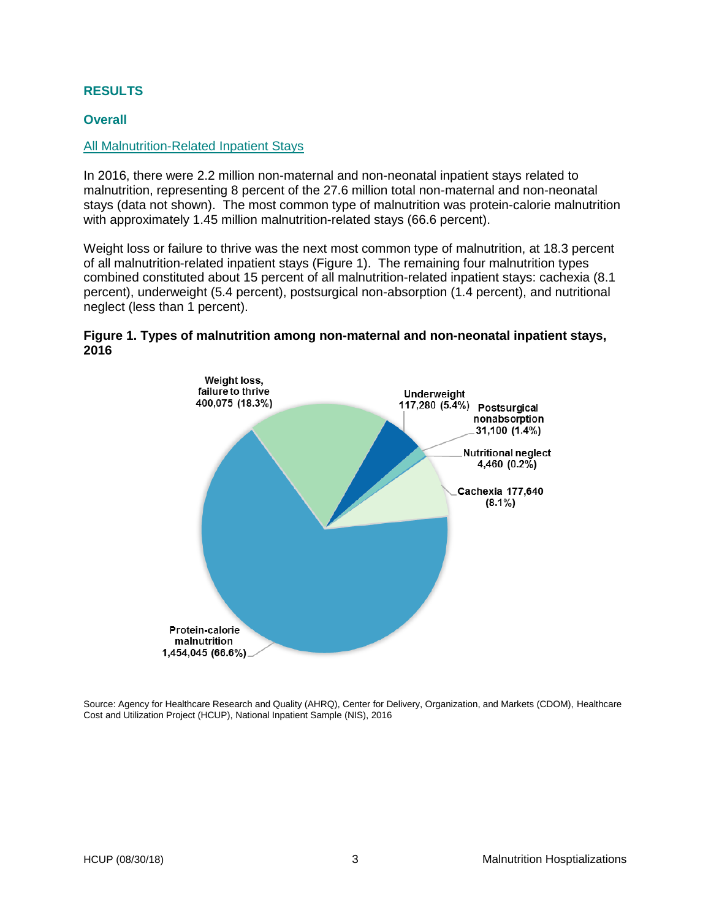## RESULTS

### Overall

#### All Malnutrition-Related Inpatient Stays

In 2016, there were 2.2 million non-maternal and non-neonatal inpatient stays related to malnutrition, representing 8 percent of the 27.6 million total non-maternal and non-neonatal stays (data not shown). The most common type of malnutrition was protein-calorie malnutrition with approximately 1.45 million malnutrition-related stays (66.6 percent).

Weight loss or failure to thrive was the next most common type of malnutrition, at 18.3 percent of all malnutrition-related inpatient stays (Figure 1). The remaining four malnutrition types combined constituted about 15 percent of all malnutrition-related inpatient stays: cachexia (8.1 percent), underweight (5.4 percent), postsurgical non-absorption (1.4 percent), and nutritional neglect (less than 1 percent).

**Figure 1. Types of malnutrition among non-maternal and non-neonatal inpatient stays, 2016**

| Type of malnutrition | Stays | Percent |
|---|---|---|
| Protein-calorie malnutrition | 1,454,045 | 66.6% |
| Weight loss, failure to thrive | 400,075 | 18.3% |
| Cachexia | 177,640 | 8.1% |
| Underweight | 117,280 | 5.4% |
| Postsurgical nonabsorption | 31,100 | 1.4% |
| Nutritional neglect | 4,460 | 0.2% |

Source: Agency for Healthcare Research and Quality (AHRQ), Center for Delivery, Organization, and Markets (CDOM), Healthcare Cost and Utilization Project (HCUP), National Inpatient Sample (NIS), 2016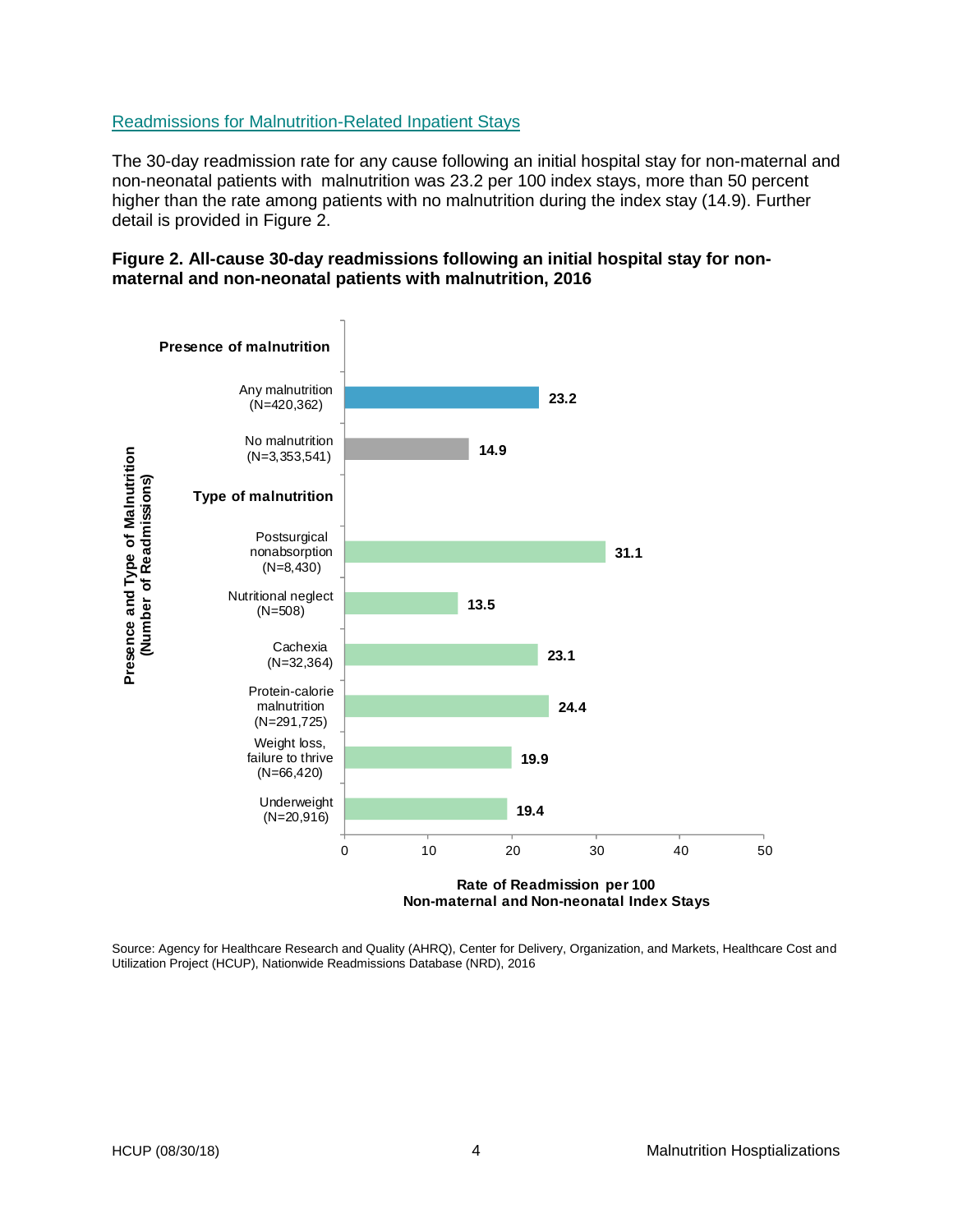## Readmissions for Malnutrition-Related Inpatient Stays

The 30-day readmission rate for any cause following an initial hospital stay for non-maternal and non-neonatal patients with malnutrition was 23.2 per 100 index stays, more than 50 percent higher than the rate among patients with no malnutrition during the index stay (14.9). Further detail is provided in Figure 2.

**Figure 2. All-cause 30-day readmissions following an initial hospital stay for non-maternal and non-neonatal patients with malnutrition, 2016**

| Presence and Type of Malnutrition (Number of Readmissions) | Rate of Readmission per 100 Non-maternal and Non-neonatal Index Stays |
| --- | --- |
| **Presence of malnutrition** | |
| Any malnutrition (N=420,362) | 23.2 |
| No malnutrition (N=3,353,541) | 14.9 |
| **Type of malnutrition** | |
| Postsurgical nonabsorption (N=8,430) | 31.1 |
| Nutritional neglect (N=508) | 13.5 |
| Cachexia (N=32,364) | 23.1 |
| Protein-calorie malnutrition (N=291,725) | 24.4 |
| Weight loss, failure to thrive (N=66,420) | 19.9 |
| Underweight (N=20,916) | 19.4 |

Source: Agency for Healthcare Research and Quality (AHRQ), Center for Delivery, Organization, and Markets, Healthcare Cost and Utilization Project (HCUP), Nationwide Readmissions Database (NRD), 2016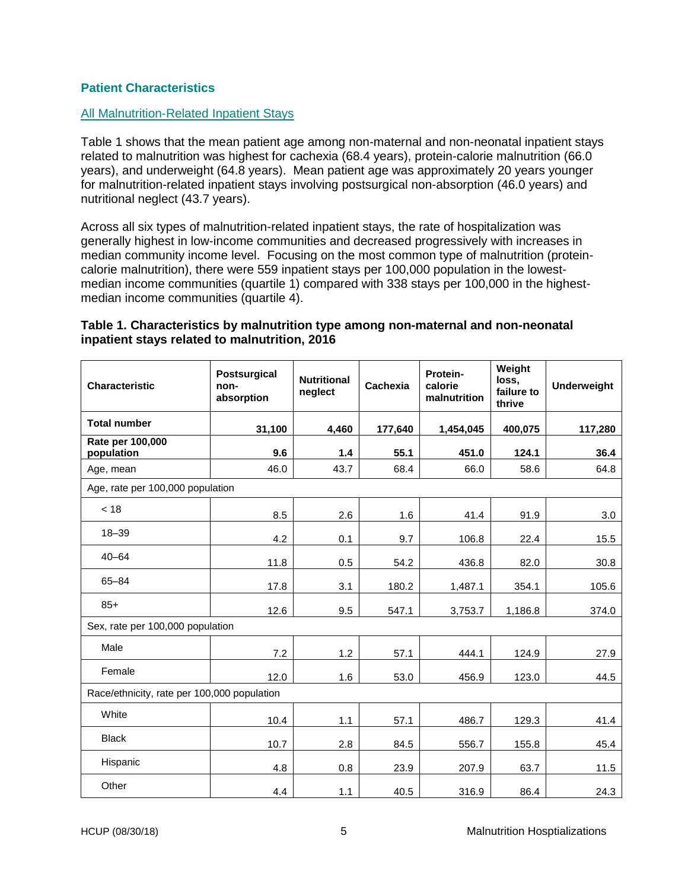## Patient Characteristics

### All Malnutrition-Related Inpatient Stays

Table 1 shows that the mean patient age among non-maternal and non-neonatal inpatient stays related to malnutrition was highest for cachexia (68.4 years), protein-calorie malnutrition (66.0 years), and underweight (64.8 years). Mean patient age was approximately 20 years younger for malnutrition-related inpatient stays involving postsurgical non-absorption (46.0 years) and nutritional neglect (43.7 years).

Across all six types of malnutrition-related inpatient stays, the rate of hospitalization was generally highest in low-income communities and decreased progressively with increases in median community income level. Focusing on the most common type of malnutrition (protein-calorie malnutrition), there were 559 inpatient stays per 100,000 population in the lowest-median income communities (quartile 1) compared with 338 stays per 100,000 in the highest-median income communities (quartile 4).

**Table 1. Characteristics by malnutrition type among non-maternal and non-neonatal inpatient stays related to malnutrition, 2016**

| Characteristic | Postsurgical non-absorption | Nutritional neglect | Cachexia | Protein-calorie malnutrition | Weight loss, failure to thrive | Underweight |
|---|---|---|---|---|---|---|
| **Total number** | **31,100** | **4,460** | **177,640** | **1,454,045** | **400,075** | **117,280** |
| **Rate per 100,000 population** | **9.6** | **1.4** | **55.1** | **451.0** | **124.1** | **36.4** |
| Age, mean | 46.0 | 43.7 | 68.4 | 66.0 | 58.6 | 64.8 |
| Age, rate per 100,000 population | | | | | | |
| < 18 | 8.5 | 2.6 | 1.6 | 41.4 | 91.9 | 3.0 |
| 18–39 | 4.2 | 0.1 | 9.7 | 106.8 | 22.4 | 15.5 |
| 40–64 | 11.8 | 0.5 | 54.2 | 436.8 | 82.0 | 30.8 |
| 65–84 | 17.8 | 3.1 | 180.2 | 1,487.1 | 354.1 | 105.6 |
| 85+ | 12.6 | 9.5 | 547.1 | 3,753.7 | 1,186.8 | 374.0 |
| Sex, rate per 100,000 population | | | | | | |
| Male | 7.2 | 1.2 | 57.1 | 444.1 | 124.9 | 27.9 |
| Female | 12.0 | 1.6 | 53.0 | 456.9 | 123.0 | 44.5 |
| Race/ethnicity, rate per 100,000 population | | | | | | |
| White | 10.4 | 1.1 | 57.1 | 486.7 | 129.3 | 41.4 |
| Black | 10.7 | 2.8 | 84.5 | 556.7 | 155.8 | 45.4 |
| Hispanic | 4.8 | 0.8 | 23.9 | 207.9 | 63.7 | 11.5 |
| Other | 4.4 | 1.1 | 40.5 | 316.9 | 86.4 | 24.3 |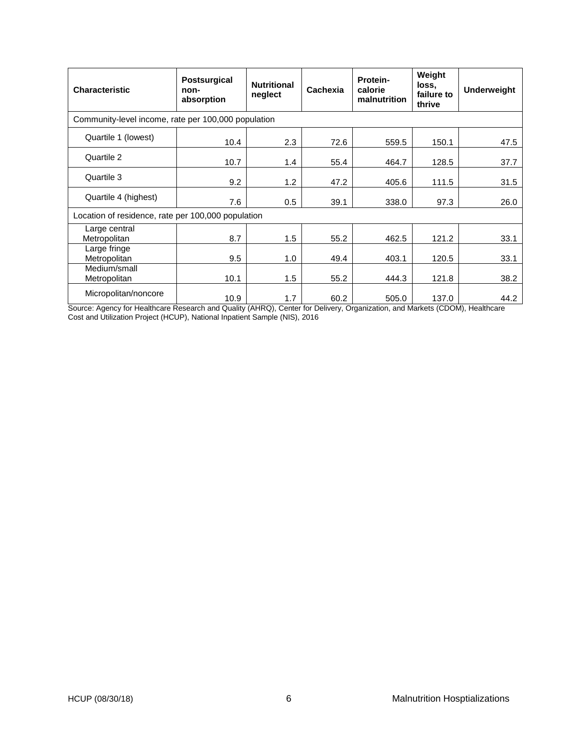| Characteristic | Postsurgical non-absorption | Nutritional neglect | Cachexia | Protein-calorie malnutrition | Weight loss, failure to thrive | Underweight |
|---|---|---|---|---|---|---|
| Community-level income, rate per 100,000 population | | | | | | |
| Quartile 1 (lowest) | 10.4 | 2.3 | 72.6 | 559.5 | 150.1 | 47.5 |
| Quartile 2 | 10.7 | 1.4 | 55.4 | 464.7 | 128.5 | 37.7 |
| Quartile 3 | 9.2 | 1.2 | 47.2 | 405.6 | 111.5 | 31.5 |
| Quartile 4 (highest) | 7.6 | 0.5 | 39.1 | 338.0 | 97.3 | 26.0 |
| Location of residence, rate per 100,000 population | | | | | | |
| Large central Metropolitan | 8.7 | 1.5 | 55.2 | 462.5 | 121.2 | 33.1 |
| Large fringe Metropolitan | 9.5 | 1.0 | 49.4 | 403.1 | 120.5 | 33.1 |
| Medium/small Metropolitan | 10.1 | 1.5 | 55.2 | 444.3 | 121.8 | 38.2 |
| Micropolitan/noncore | 10.9 | 1.7 | 60.2 | 505.0 | 137.0 | 44.2 |

Source: Agency for Healthcare Research and Quality (AHRQ), Center for Delivery, Organization, and Markets (CDOM), Healthcare Cost and Utilization Project (HCUP), National Inpatient Sample (NIS), 2016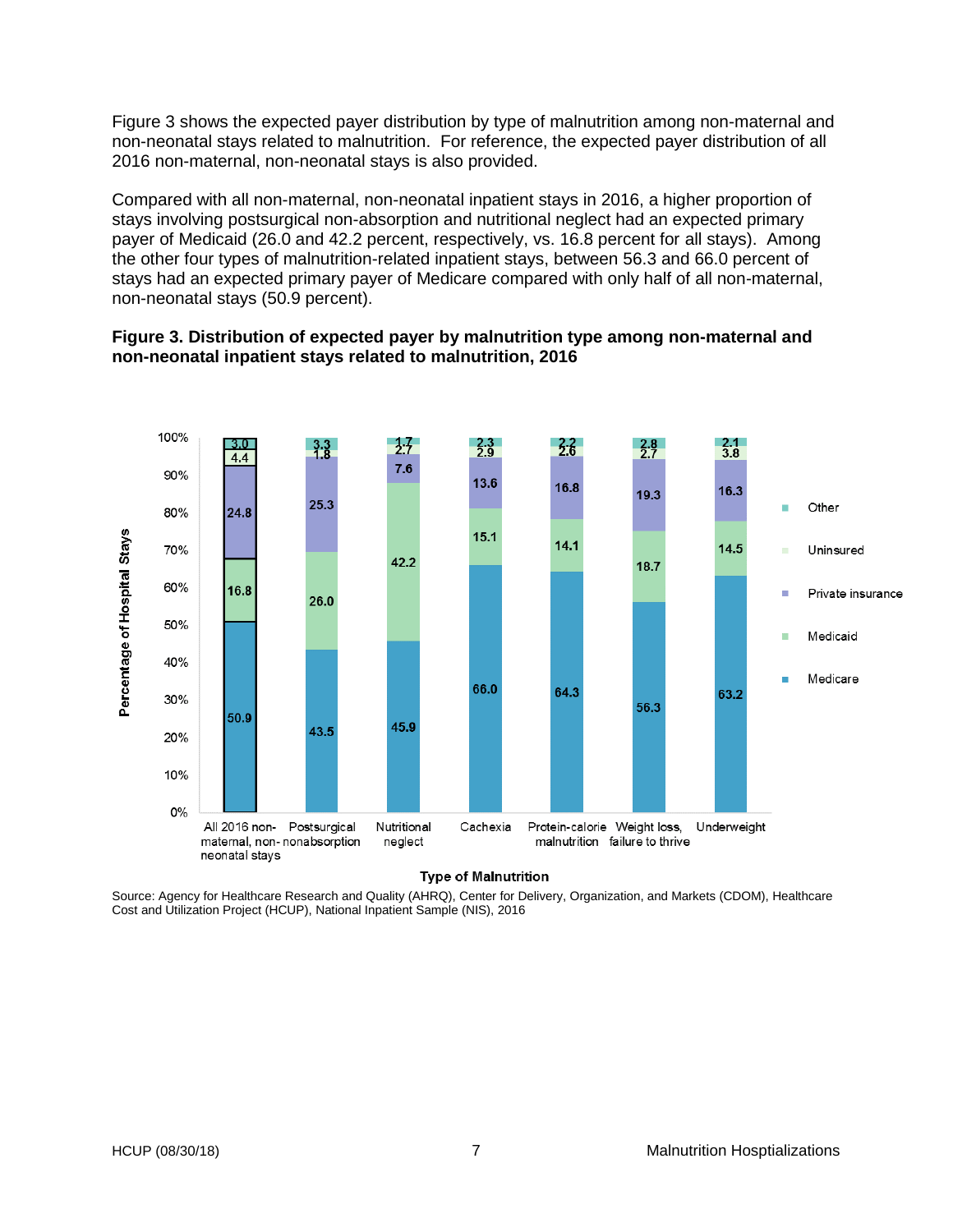Figure 3 shows the expected payer distribution by type of malnutrition among non-maternal and non-neonatal stays related to malnutrition. For reference, the expected payer distribution of all 2016 non-maternal, non-neonatal stays is also provided.

Compared with all non-maternal, non-neonatal inpatient stays in 2016, a higher proportion of stays involving postsurgical non-absorption and nutritional neglect had an expected primary payer of Medicaid (26.0 and 42.2 percent, respectively, vs. 16.8 percent for all stays). Among the other four types of malnutrition-related inpatient stays, between 56.3 and 66.0 percent of stays had an expected primary payer of Medicare compared with only half of all non-maternal, non-neonatal stays (50.9 percent).

**Figure 3. Distribution of expected payer by malnutrition type among non-maternal and non-neonatal inpatient stays related to malnutrition, 2016**

| Type of Malnutrition | Medicare | Medicaid | Private insurance | Uninsured | Other |
|---|---|---|---|---|---|
| All 2016 non-maternal, non-neonatal stays | 50.9 | 16.8 | 24.8 | 4.4 | 3.0 |
| Postsurgical nonabsorption | 43.5 | 26.0 | 25.3 | 1.8 | 3.3 |
| Nutritional neglect | 45.9 | 42.2 | 7.6 | 2.7 | 1.7 |
| Cachexia | 66.0 | 15.1 | 13.6 | 2.9 | 2.3 |
| Protein-calorie malnutrition | 64.3 | 14.1 | 16.8 | 2.6 | 2.2 |
| Weight loss, failure to thrive | 56.3 | 18.7 | 19.3 | 2.7 | 2.8 |
| Underweight | 63.2 | 14.5 | 16.3 | 3.8 | 2.1 |

Source: Agency for Healthcare Research and Quality (AHRQ), Center for Delivery, Organization, and Markets (CDOM), Healthcare Cost and Utilization Project (HCUP), National Inpatient Sample (NIS), 2016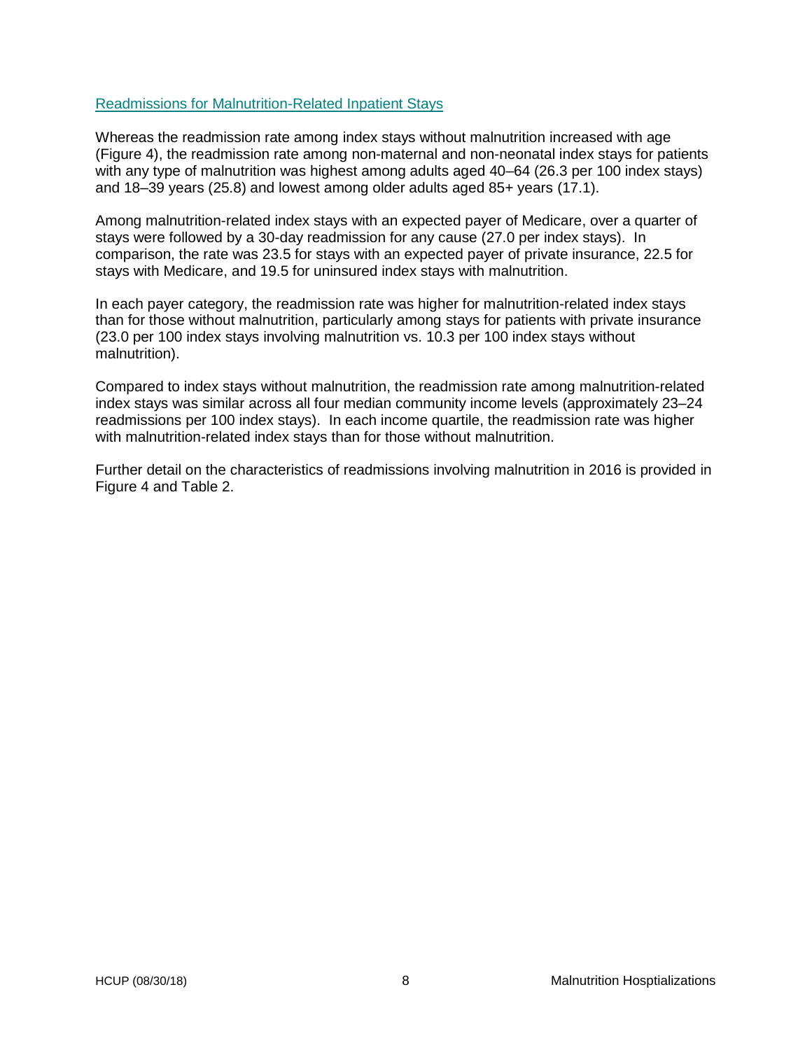## Readmissions for Malnutrition-Related Inpatient Stays

Whereas the readmission rate among index stays without malnutrition increased with age (Figure 4), the readmission rate among non-maternal and non-neonatal index stays for patients with any type of malnutrition was highest among adults aged 40–64 (26.3 per 100 index stays) and 18–39 years (25.8) and lowest among older adults aged 85+ years (17.1).

Among malnutrition-related index stays with an expected payer of Medicare, over a quarter of stays were followed by a 30-day readmission for any cause (27.0 per index stays). In comparison, the rate was 23.5 for stays with an expected payer of private insurance, 22.5 for stays with Medicare, and 19.5 for uninsured index stays with malnutrition.

In each payer category, the readmission rate was higher for malnutrition-related index stays than for those without malnutrition, particularly among stays for patients with private insurance (23.0 per 100 index stays involving malnutrition vs. 10.3 per 100 index stays without malnutrition).

Compared to index stays without malnutrition, the readmission rate among malnutrition-related index stays was similar across all four median community income levels (approximately 23–24 readmissions per 100 index stays). In each income quartile, the readmission rate was higher with malnutrition-related index stays than for those without malnutrition.

Further detail on the characteristics of readmissions involving malnutrition in 2016 is provided in Figure 4 and Table 2.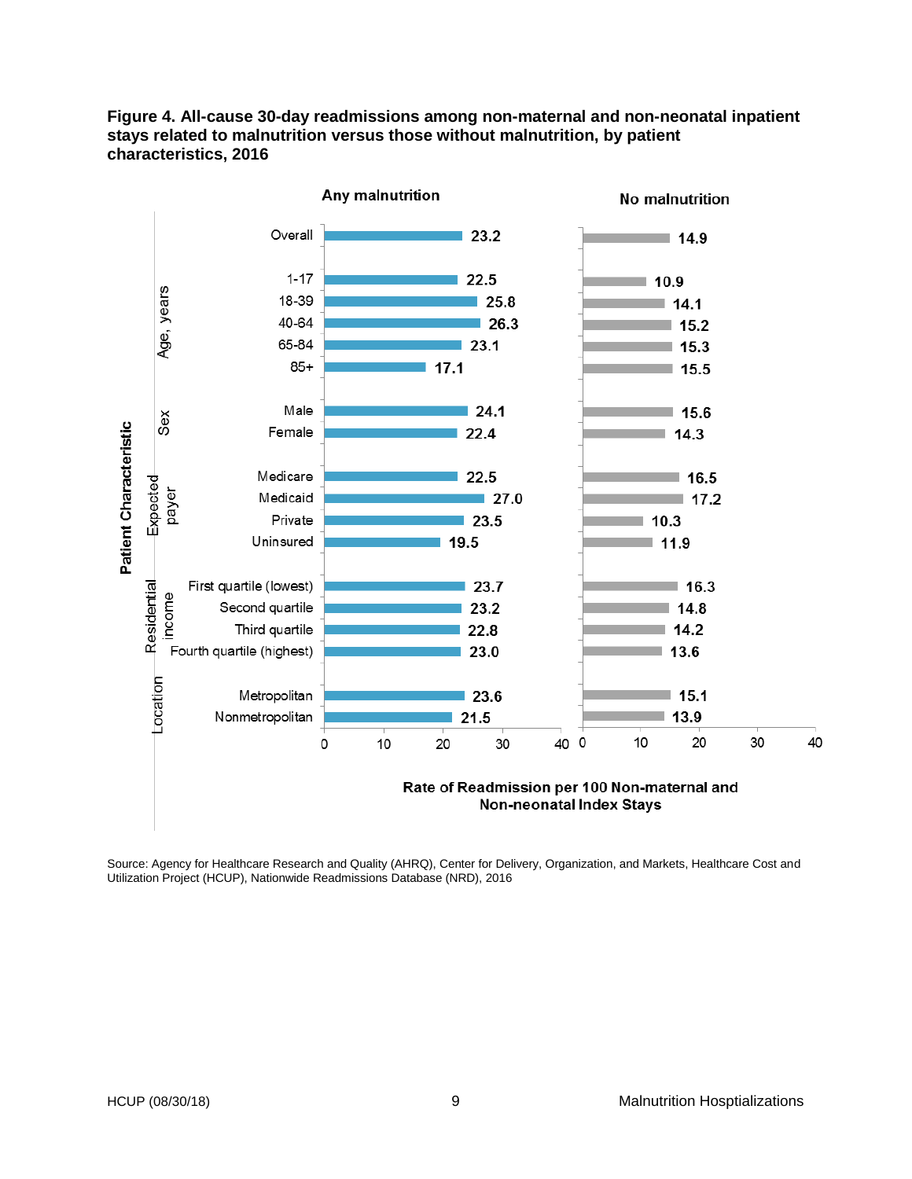**Figure 4. All-cause 30-day readmissions among non-maternal and non-neonatal inpatient stays related to malnutrition versus those without malnutrition, by patient characteristics, 2016**

| Patient Characteristic | | Any malnutrition | No malnutrition |
|---|---|---|---|
| Overall | | 23.2 | 14.9 |
| Age, years | 1-17 | 22.5 | 10.9 |
| | 18-39 | 25.8 | 14.1 |
| | 40-64 | 26.3 | 15.2 |
| | 65-84 | 23.1 | 15.3 |
| | 85+ | 17.1 | 15.5 |
| Sex | Male | 24.1 | 15.6 |
| | Female | 22.4 | 14.3 |
| Expected payer | Medicare | 22.5 | 16.5 |
| | Medicaid | 27.0 | 17.2 |
| | Private | 23.5 | 10.3 |
| | Uninsured | 19.5 | 11.9 |
| Residential income | First quartile (lowest) | 23.7 | 16.3 |
| | Second quartile | 23.2 | 14.8 |
| | Third quartile | 22.8 | 14.2 |
| | Fourth quartile (highest) | 23.0 | 13.6 |
| Location | Metropolitan | 23.6 | 15.1 |
| | Nonmetropolitan | 21.5 | 13.9 |

Rate of Readmission per 100 Non-maternal and Non-neonatal Index Stays

Source: Agency for Healthcare Research and Quality (AHRQ), Center for Delivery, Organization, and Markets, Healthcare Cost and Utilization Project (HCUP), Nationwide Readmissions Database (NRD), 2016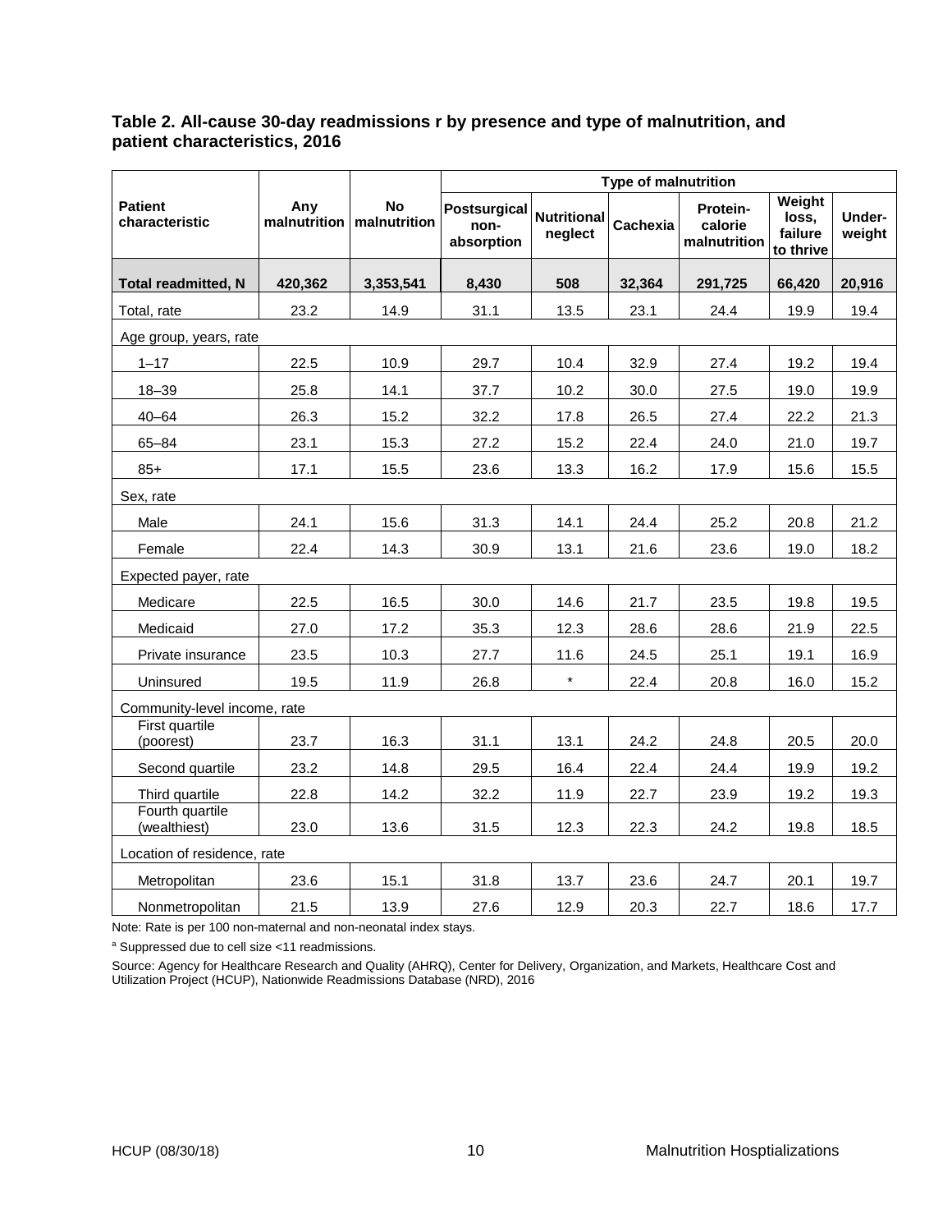**Table 2. All-cause 30-day readmissions r by presence and type of malnutrition, and patient characteristics, 2016**

| Patient characteristic | Any malnutrition | No malnutrition | Type of malnutrition | | | | | |
|---|---|---|---|---|---|---|---|---|
| | | | Postsurgical non-absorption | Nutritional neglect | Cachexia | Protein-calorie malnutrition | Weight loss, failure to thrive | Under-weight |
| **Total readmitted, N** | **420,362** | **3,353,541** | **8,430** | **508** | **32,364** | **291,725** | **66,420** | **20,916** |
| Total, rate | 23.2 | 14.9 | 31.1 | 13.5 | 23.1 | 24.4 | 19.9 | 19.4 |
| Age group, years, rate | | | | | | | | |
| 1–17 | 22.5 | 10.9 | 29.7 | 10.4 | 32.9 | 27.4 | 19.2 | 19.4 |
| 18–39 | 25.8 | 14.1 | 37.7 | 10.2 | 30.0 | 27.5 | 19.0 | 19.9 |
| 40–64 | 26.3 | 15.2 | 32.2 | 17.8 | 26.5 | 27.4 | 22.2 | 21.3 |
| 65–84 | 23.1 | 15.3 | 27.2 | 15.2 | 22.4 | 24.0 | 21.0 | 19.7 |
| 85+ | 17.1 | 15.5 | 23.6 | 13.3 | 16.2 | 17.9 | 15.6 | 15.5 |
| Sex, rate | | | | | | | | |
| Male | 24.1 | 15.6 | 31.3 | 14.1 | 24.4 | 25.2 | 20.8 | 21.2 |
| Female | 22.4 | 14.3 | 30.9 | 13.1 | 21.6 | 23.6 | 19.0 | 18.2 |
| Expected payer, rate | | | | | | | | |
| Medicare | 22.5 | 16.5 | 30.0 | 14.6 | 21.7 | 23.5 | 19.8 | 19.5 |
| Medicaid | 27.0 | 17.2 | 35.3 | 12.3 | 28.6 | 28.6 | 21.9 | 22.5 |
| Private insurance | 23.5 | 10.3 | 27.7 | 11.6 | 24.5 | 25.1 | 19.1 | 16.9 |
| Uninsured | 19.5 | 11.9 | 26.8 | * | 22.4 | 20.8 | 16.0 | 15.2 |
| Community-level income, rate | | | | | | | | |
| First quartile (poorest) | 23.7 | 16.3 | 31.1 | 13.1 | 24.2 | 24.8 | 20.5 | 20.0 |
| Second quartile | 23.2 | 14.8 | 29.5 | 16.4 | 22.4 | 24.4 | 19.9 | 19.2 |
| Third quartile | 22.8 | 14.2 | 32.2 | 11.9 | 22.7 | 23.9 | 19.2 | 19.3 |
| Fourth quartile (wealthiest) | 23.0 | 13.6 | 31.5 | 12.3 | 22.3 | 24.2 | 19.8 | 18.5 |
| Location of residence, rate | | | | | | | | |
| Metropolitan | 23.6 | 15.1 | 31.8 | 13.7 | 23.6 | 24.7 | 20.1 | 19.7 |
| Nonmetropolitan | 21.5 | 13.9 | 27.6 | 12.9 | 20.3 | 22.7 | 18.6 | 17.7 |

Note: Rate is per 100 non-maternal and non-neonatal index stays.

[a] Suppressed due to cell size <11 readmissions.

Source: Agency for Healthcare Research and Quality (AHRQ), Center for Delivery, Organization, and Markets, Healthcare Cost and Utilization Project (HCUP), Nationwide Readmissions Database (NRD), 2016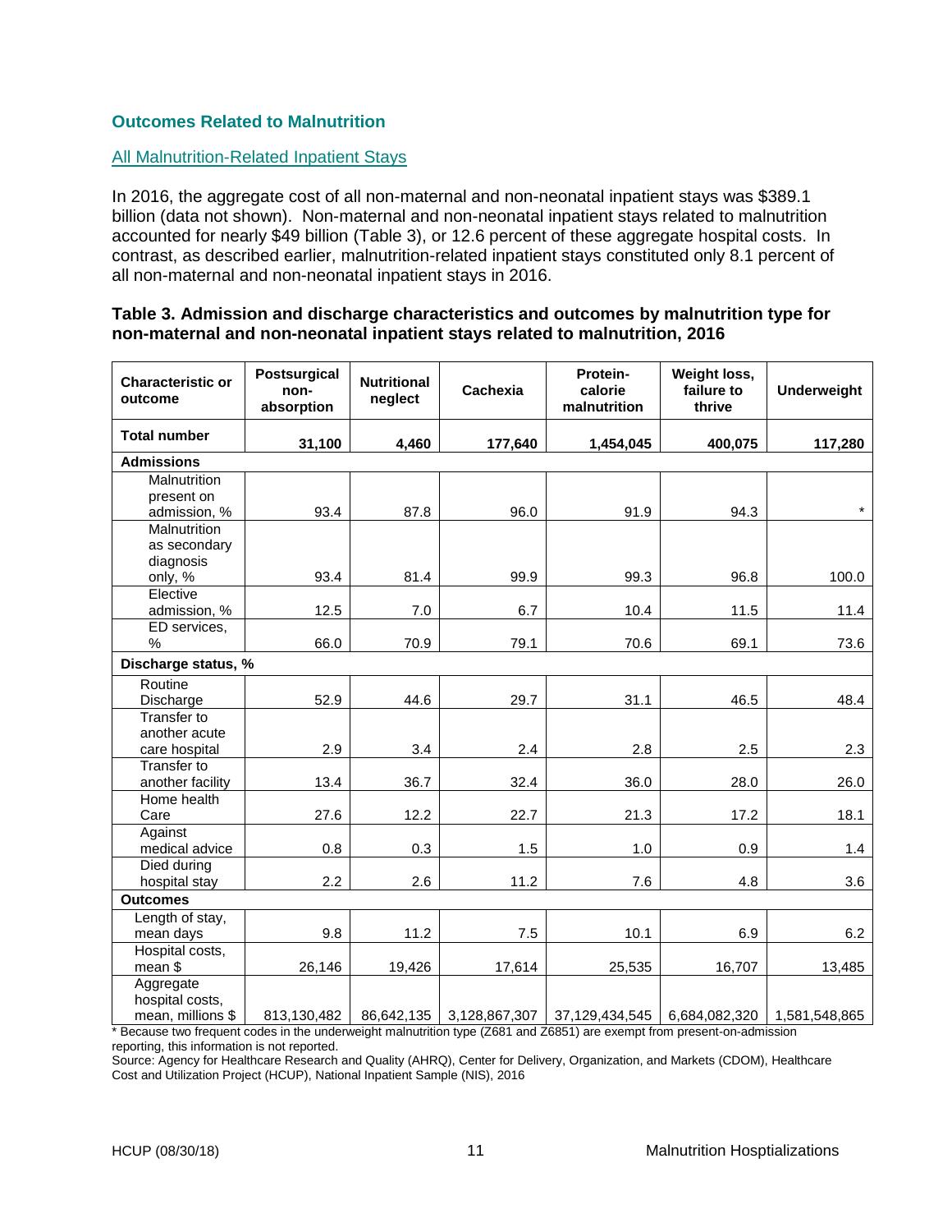## Outcomes Related to Malnutrition

### All Malnutrition-Related Inpatient Stays

In 2016, the aggregate cost of all non-maternal and non-neonatal inpatient stays was $389.1 billion (data not shown). Non-maternal and non-neonatal inpatient stays related to malnutrition accounted for nearly $49 billion (Table 3), or 12.6 percent of these aggregate hospital costs. In contrast, as described earlier, malnutrition-related inpatient stays constituted only 8.1 percent of all non-maternal and non-neonatal inpatient stays in 2016.

**Table 3. Admission and discharge characteristics and outcomes by malnutrition type for non-maternal and non-neonatal inpatient stays related to malnutrition, 2016**

| Characteristic or outcome | Postsurgical non-absorption | Nutritional neglect | Cachexia | Protein-calorie malnutrition | Weight loss, failure to thrive | Underweight |
|---|---|---|---|---|---|---|
| **Total number** | **31,100** | **4,460** | **177,640** | **1,454,045** | **400,075** | **117,280** |
| **Admissions** | | | | | | |
| Malnutrition present on admission, % | 93.4 | 87.8 | 96.0 | 91.9 | 94.3 | * |
| Malnutrition as secondary diagnosis only, % | 93.4 | 81.4 | 99.9 | 99.3 | 96.8 | 100.0 |
| Elective admission, % | 12.5 | 7.0 | 6.7 | 10.4 | 11.5 | 11.4 |
| ED services, % | 66.0 | 70.9 | 79.1 | 70.6 | 69.1 | 73.6 |
| **Discharge status, %** | | | | | | |
| Routine Discharge | 52.9 | 44.6 | 29.7 | 31.1 | 46.5 | 48.4 |
| Transfer to another acute care hospital | 2.9 | 3.4 | 2.4 | 2.8 | 2.5 | 2.3 |
| Transfer to another facility | 13.4 | 36.7 | 32.4 | 36.0 | 28.0 | 26.0 |
| Home health Care | 27.6 | 12.2 | 22.7 | 21.3 | 17.2 | 18.1 |
| Against medical advice | 0.8 | 0.3 | 1.5 | 1.0 | 0.9 | 1.4 |
| Died during hospital stay | 2.2 | 2.6 | 11.2 | 7.6 | 4.8 | 3.6 |
| **Outcomes** | | | | | | |
| Length of stay, mean days | 9.8 | 11.2 | 7.5 | 10.1 | 6.9 | 6.2 |
| Hospital costs, mean $ | 26,146 | 19,426 | 17,614 | 25,535 | 16,707 | 13,485 |
| Aggregate hospital costs, mean, millions $ | 813,130,482 | 86,642,135 | 3,128,867,307 | 37,129,434,545 | 6,684,082,320 | 1,581,548,865 |

* Because two frequent codes in the underweight malnutrition type (Z681 and Z6851) are exempt from present-on-admission reporting, this information is not reported.

Source: Agency for Healthcare Research and Quality (AHRQ), Center for Delivery, Organization, and Markets (CDOM), Healthcare Cost and Utilization Project (HCUP), National Inpatient Sample (NIS), 2016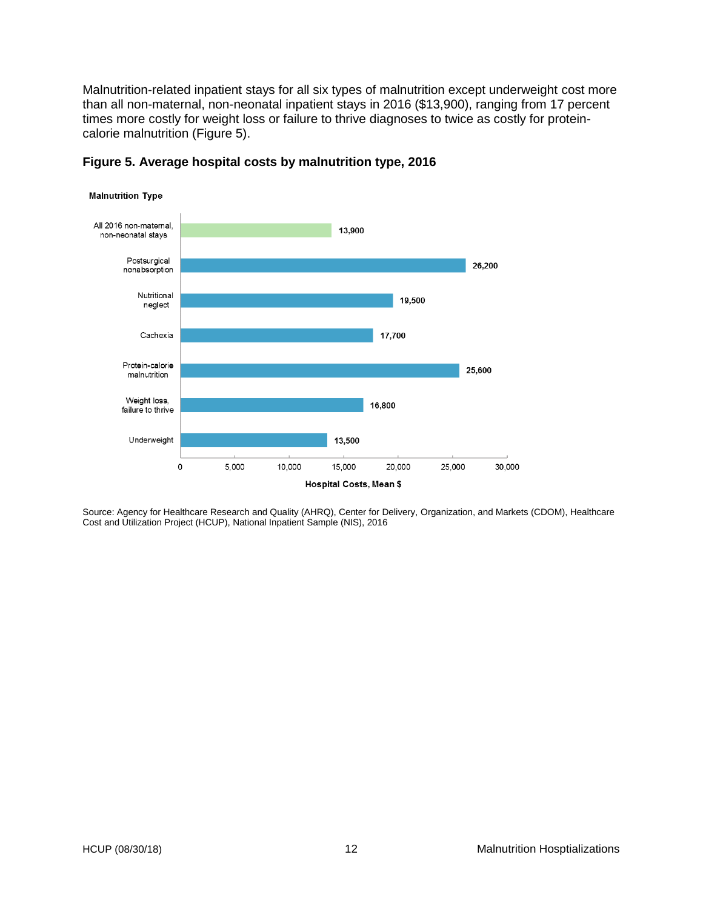Malnutrition-related inpatient stays for all six types of malnutrition except underweight cost more than all non-maternal, non-neonatal inpatient stays in 2016 ($13,900), ranging from 17 percent times more costly for weight loss or failure to thrive diagnoses to twice as costly for protein-calorie malnutrition (Figure 5).

**Figure 5. Average hospital costs by malnutrition type, 2016**

| Malnutrition Type | Hospital Costs, Mean $ |
|---|---|
| All 2016 non-maternal, non-neonatal stays | 13,900 |
| Postsurgical nonabsorption | 26,200 |
| Nutritional neglect | 19,500 |
| Cachexia | 17,700 |
| Protein-calorie malnutrition | 25,600 |
| Weight loss, failure to thrive | 16,800 |
| Underweight | 13,500 |

Source: Agency for Healthcare Research and Quality (AHRQ), Center for Delivery, Organization, and Markets (CDOM), Healthcare Cost and Utilization Project (HCUP), National Inpatient Sample (NIS), 2016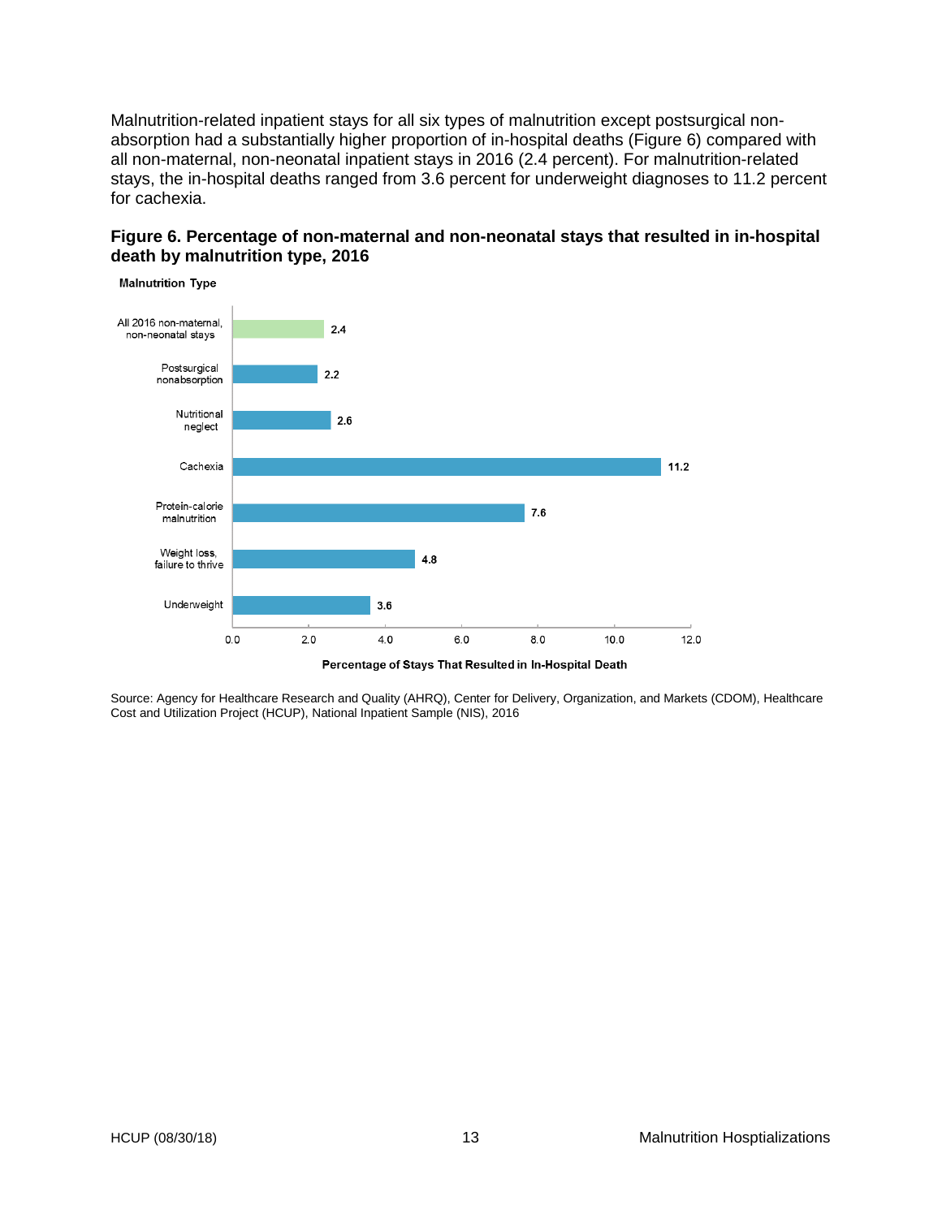Malnutrition-related inpatient stays for all six types of malnutrition except postsurgical non-absorption had a substantially higher proportion of in-hospital deaths (Figure 6) compared with all non-maternal, non-neonatal inpatient stays in 2016 (2.4 percent). For malnutrition-related stays, the in-hospital deaths ranged from 3.6 percent for underweight diagnoses to 11.2 percent for cachexia.

**Figure 6. Percentage of non-maternal and non-neonatal stays that resulted in in-hospital death by malnutrition type, 2016**

| Malnutrition Type | Percentage of Stays That Resulted in In-Hospital Death |
|---|---|
| All 2016 non-maternal, non-neonatal stays | 2.4 |
| Postsurgical nonabsorption | 2.2 |
| Nutritional neglect | 2.6 |
| Cachexia | 11.2 |
| Protein-calorie malnutrition | 7.6 |
| Weight loss, failure to thrive | 4.8 |
| Underweight | 3.6 |

Source: Agency for Healthcare Research and Quality (AHRQ), Center for Delivery, Organization, and Markets (CDOM), Healthcare Cost and Utilization Project (HCUP), National Inpatient Sample (NIS), 2016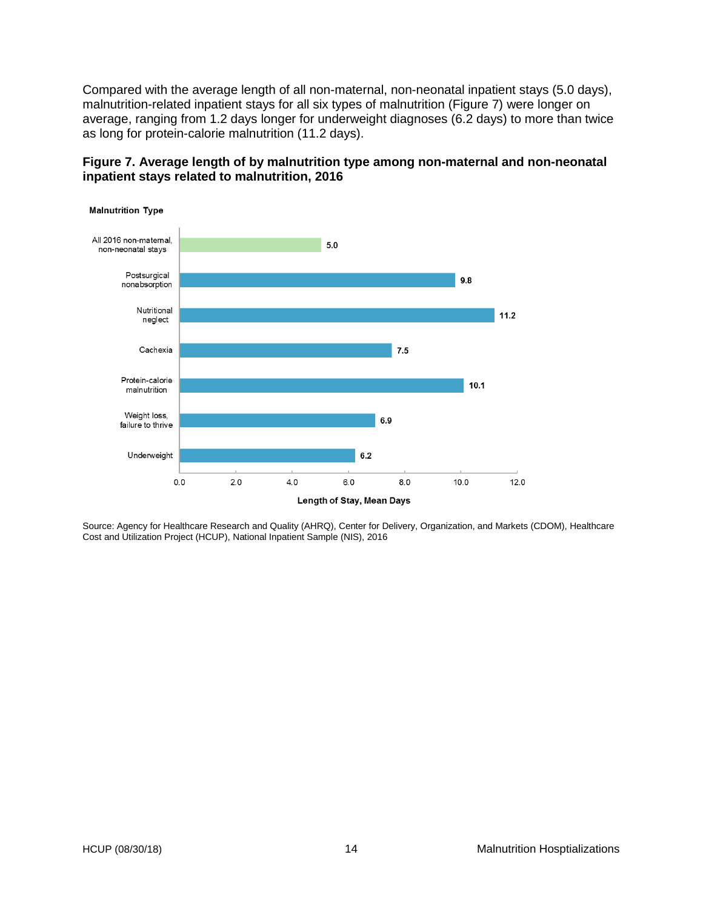Compared with the average length of all non-maternal, non-neonatal inpatient stays (5.0 days), malnutrition-related inpatient stays for all six types of malnutrition (Figure 7) were longer on average, ranging from 1.2 days longer for underweight diagnoses (6.2 days) to more than twice as long for protein-calorie malnutrition (11.2 days).

**Figure 7. Average length of by malnutrition type among non-maternal and non-neonatal inpatient stays related to malnutrition, 2016**

| Malnutrition Type | Length of Stay, Mean Days |
| --- | --- |
| All 2016 non-maternal, non-neonatal stays | 5.0 |
| Postsurgical nonabsorption | 9.8 |
| Nutritional neglect | 11.2 |
| Cachexia | 7.5 |
| Protein-calorie malnutrition | 10.1 |
| Weight loss, failure to thrive | 6.9 |
| Underweight | 6.2 |

Source: Agency for Healthcare Research and Quality (AHRQ), Center for Delivery, Organization, and Markets (CDOM), Healthcare Cost and Utilization Project (HCUP), National Inpatient Sample (NIS), 2016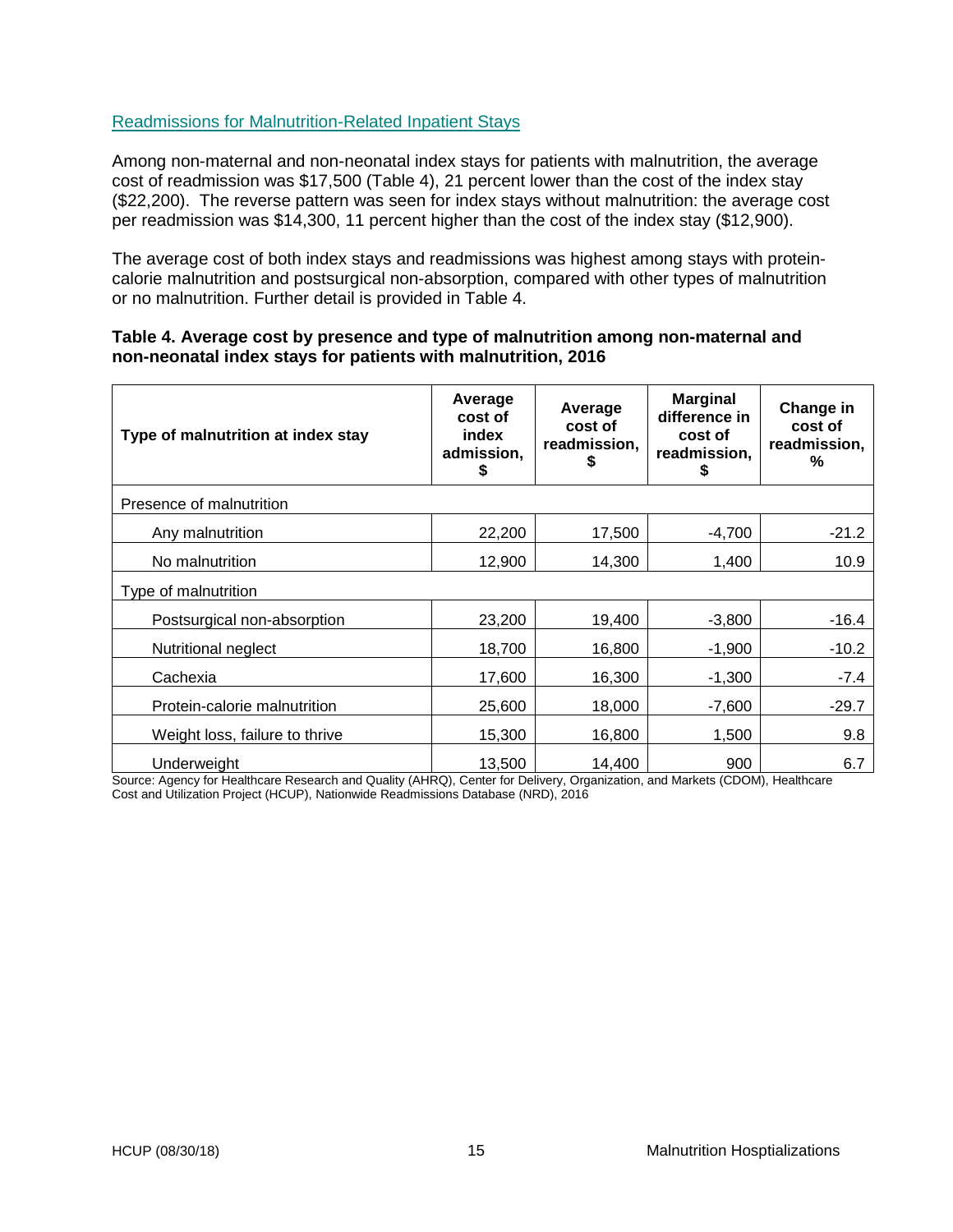## Readmissions for Malnutrition-Related Inpatient Stays

Among non-maternal and non-neonatal index stays for patients with malnutrition, the average cost of readmission was $17,500 (Table 4), 21 percent lower than the cost of the index stay ($22,200). The reverse pattern was seen for index stays without malnutrition: the average cost per readmission was $14,300, 11 percent higher than the cost of the index stay ($12,900).

The average cost of both index stays and readmissions was highest among stays with protein-calorie malnutrition and postsurgical non-absorption, compared with other types of malnutrition or no malnutrition. Further detail is provided in Table 4.

**Table 4. Average cost by presence and type of malnutrition among non-maternal and non-neonatal index stays for patients with malnutrition, 2016**

| Type of malnutrition at index stay | Average cost of index admission, $ | Average cost of readmission, $ | Marginal difference in cost of readmission, $ | Change in cost of readmission, % |
|---|---|---|---|---|
| Presence of malnutrition | | | | |
| Any malnutrition | 22,200 | 17,500 | -4,700 | -21.2 |
| No malnutrition | 12,900 | 14,300 | 1,400 | 10.9 |
| Type of malnutrition | | | | |
| Postsurgical non-absorption | 23,200 | 19,400 | -3,800 | -16.4 |
| Nutritional neglect | 18,700 | 16,800 | -1,900 | -10.2 |
| Cachexia | 17,600 | 16,300 | -1,300 | -7.4 |
| Protein-calorie malnutrition | 25,600 | 18,000 | -7,600 | -29.7 |
| Weight loss, failure to thrive | 15,300 | 16,800 | 1,500 | 9.8 |
| Underweight | 13,500 | 14,400 | 900 | 6.7 |

Source: Agency for Healthcare Research and Quality (AHRQ), Center for Delivery, Organization, and Markets (CDOM), Healthcare Cost and Utilization Project (HCUP), Nationwide Readmissions Database (NRD), 2016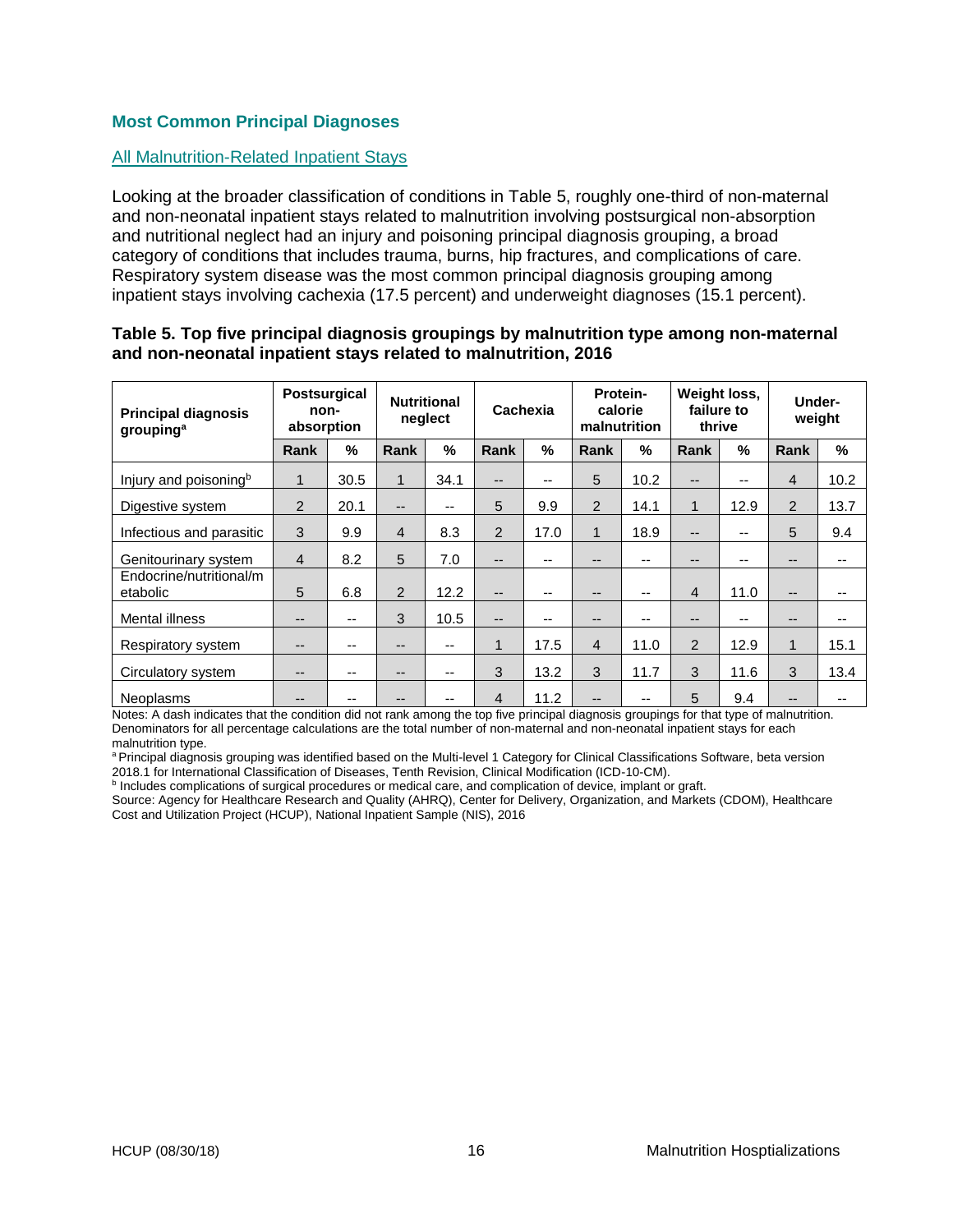## Most Common Principal Diagnoses

### All Malnutrition-Related Inpatient Stays

Looking at the broader classification of conditions in Table 5, roughly one-third of non-maternal and non-neonatal inpatient stays related to malnutrition involving postsurgical non-absorption and nutritional neglect had an injury and poisoning principal diagnosis grouping, a broad category of conditions that includes trauma, burns, hip fractures, and complications of care. Respiratory system disease was the most common principal diagnosis grouping among inpatient stays involving cachexia (17.5 percent) and underweight diagnoses (15.1 percent).

**Table 5. Top five principal diagnosis groupings by malnutrition type among non-maternal and non-neonatal inpatient stays related to malnutrition, 2016**

| Principal diagnosis grouping[a] | Postsurgical non-absorption | | Nutritional neglect | | Cachexia | | Protein-calorie malnutrition | | Weight loss, failure to thrive | | Under-weight | |
|---|---|---|---|---|---|---|---|---|---|---|---|---|
| | Rank | % | Rank | % | Rank | % | Rank | % | Rank | % | Rank | % |
| Injury and poisoning[b] | 1 | 30.5 | 1 | 34.1 | -- | -- | 5 | 10.2 | -- | -- | 4 | 10.2 |
| Digestive system | 2 | 20.1 | -- | -- | 5 | 9.9 | 2 | 14.1 | 1 | 12.9 | 2 | 13.7 |
| Infectious and parasitic | 3 | 9.9 | 4 | 8.3 | 2 | 17.0 | 1 | 18.9 | -- | -- | 5 | 9.4 |
| Genitourinary system | 4 | 8.2 | 5 | 7.0 | -- | -- | -- | -- | -- | -- | -- | -- |
| Endocrine/nutritional/metabolic | 5 | 6.8 | 2 | 12.2 | -- | -- | -- | -- | 4 | 11.0 | -- | -- |
| Mental illness | -- | -- | 3 | 10.5 | -- | -- | -- | -- | -- | -- | -- | -- |
| Respiratory system | -- | -- | -- | -- | 1 | 17.5 | 4 | 11.0 | 2 | 12.9 | 1 | 15.1 |
| Circulatory system | -- | -- | -- | -- | 3 | 13.2 | 3 | 11.7 | 3 | 11.6 | 3 | 13.4 |
| Neoplasms | -- | -- | -- | -- | 4 | 11.2 | -- | -- | 5 | 9.4 | -- | -- |

Notes: A dash indicates that the condition did not rank among the top five principal diagnosis groupings for that type of malnutrition. Denominators for all percentage calculations are the total number of non-maternal and non-neonatal inpatient stays for each malnutrition type.

[a] Principal diagnosis grouping was identified based on the Multi-level 1 Category for Clinical Classifications Software, beta version 2018.1 for International Classification of Diseases, Tenth Revision, Clinical Modification (ICD-10-CM).

[b] Includes complications of surgical procedures or medical care, and complication of device, implant or graft.

Source: Agency for Healthcare Research and Quality (AHRQ), Center for Delivery, Organization, and Markets (CDOM), Healthcare Cost and Utilization Project (HCUP), National Inpatient Sample (NIS), 2016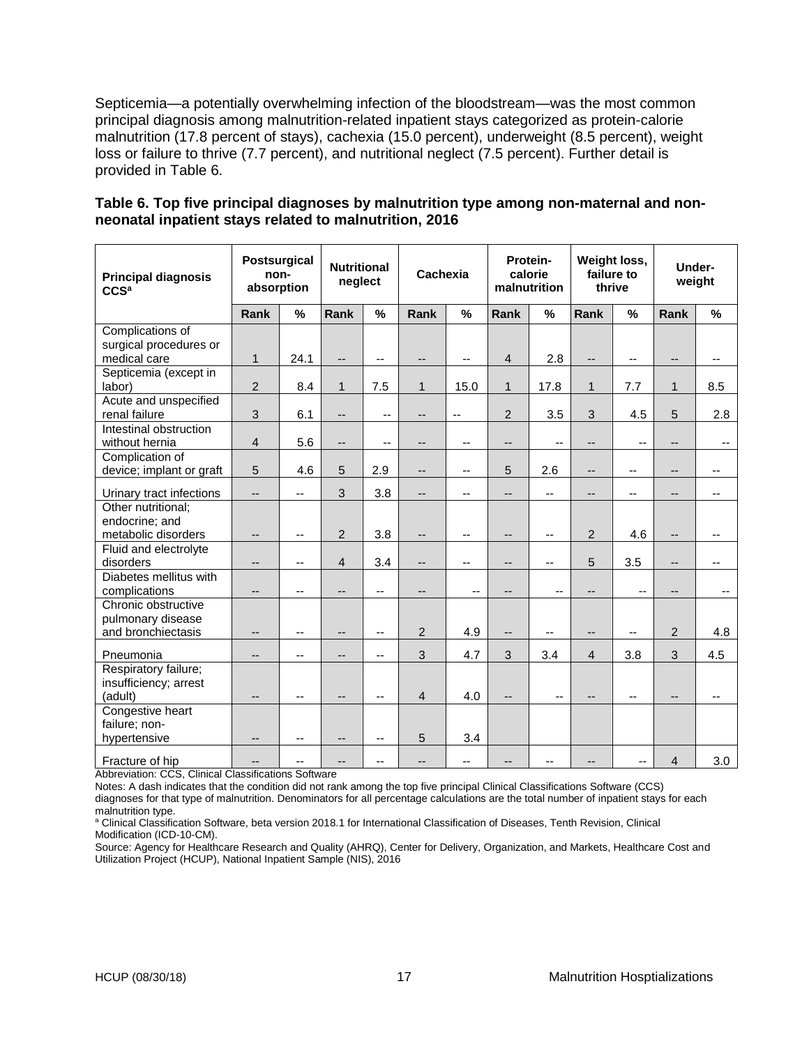Septicemia—a potentially overwhelming infection of the bloodstream—was the most common principal diagnosis among malnutrition-related inpatient stays categorized as protein-calorie malnutrition (17.8 percent of stays), cachexia (15.0 percent), underweight (8.5 percent), weight loss or failure to thrive (7.7 percent), and nutritional neglect (7.5 percent). Further detail is provided in Table 6.

**Table 6. Top five principal diagnoses by malnutrition type among non-maternal and non-neonatal inpatient stays related to malnutrition, 2016**

| Principal diagnosis CCS[a] | Postsurgical non-absorption | | Nutritional neglect | | Cachexia | | Protein-calorie malnutrition | | Weight loss, failure to thrive | | Under-weight | |
|---|---|---|---|---|---|---|---|---|---|---|---|---|
| | Rank | % | Rank | % | Rank | % | Rank | % | Rank | % | Rank | % |
| Complications of surgical procedures or medical care | 1 | 24.1 | -- | -- | -- | -- | 4 | 2.8 | -- | -- | -- | -- |
| Septicemia (except in labor) | 2 | 8.4 | 1 | 7.5 | 1 | 15.0 | 1 | 17.8 | 1 | 7.7 | 1 | 8.5 |
| Acute and unspecified renal failure | 3 | 6.1 | -- | -- | -- | -- | 2 | 3.5 | 3 | 4.5 | 5 | 2.8 |
| Intestinal obstruction without hernia | 4 | 5.6 | -- | -- | -- | -- | -- | -- | -- | -- | -- | -- |
| Complication of device; implant or graft | 5 | 4.6 | 5 | 2.9 | -- | -- | 5 | 2.6 | -- | -- | -- | -- |
| Urinary tract infections | -- | -- | 3 | 3.8 | -- | -- | -- | -- | -- | -- | -- | -- |
| Other nutritional; endocrine; and metabolic disorders | -- | -- | 2 | 3.8 | -- | -- | -- | -- | 2 | 4.6 | -- | -- |
| Fluid and electrolyte disorders | -- | -- | 4 | 3.4 | -- | -- | -- | -- | 5 | 3.5 | -- | -- |
| Diabetes mellitus with complications | -- | -- | -- | -- | -- | -- | -- | -- | -- | -- | -- | -- |
| Chronic obstructive pulmonary disease and bronchiectasis | -- | -- | -- | -- | 2 | 4.9 | -- | -- | -- | -- | 2 | 4.8 |
| Pneumonia | -- | -- | -- | -- | 3 | 4.7 | 3 | 3.4 | 4 | 3.8 | 3 | 4.5 |
| Respiratory failure; insufficiency; arrest (adult) | -- | -- | -- | -- | 4 | 4.0 | -- | -- | -- | -- | -- | -- |
| Congestive heart failure; non-hypertensive | -- | -- | -- | -- | 5 | 3.4 | | | | | | |
| Fracture of hip | -- | -- | -- | -- | -- | -- | -- | -- | -- | -- | 4 | 3.0 |

Abbreviation: CCS, Clinical Classifications Software

Notes: A dash indicates that the condition did not rank among the top five principal Clinical Classifications Software (CCS) diagnoses for that type of malnutrition. Denominators for all percentage calculations are the total number of inpatient stays for each malnutrition type.

[a] Clinical Classification Software, beta version 2018.1 for International Classification of Diseases, Tenth Revision, Clinical Modification (ICD-10-CM).

Source: Agency for Healthcare Research and Quality (AHRQ), Center for Delivery, Organization, and Markets, Healthcare Cost and Utilization Project (HCUP), National Inpatient Sample (NIS), 2016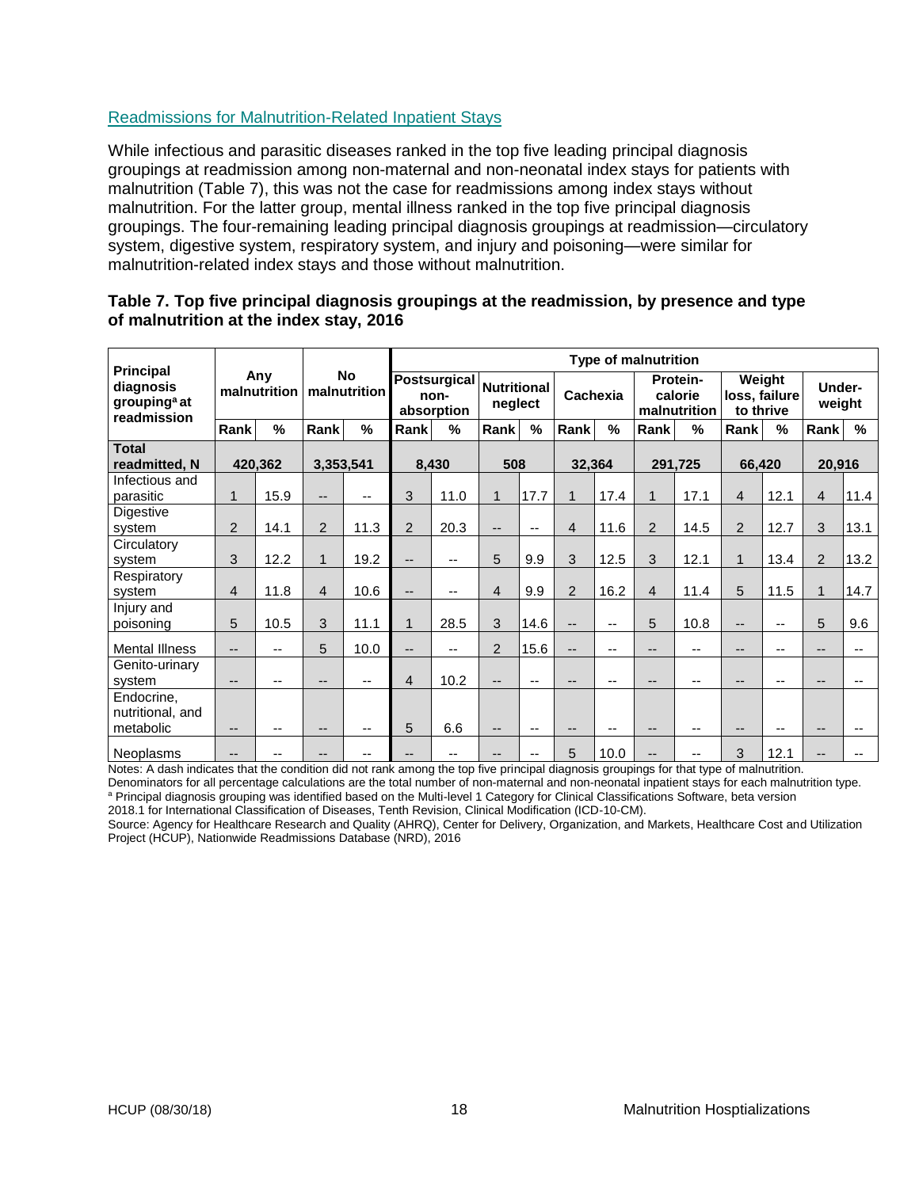## Readmissions for Malnutrition-Related Inpatient Stays

While infectious and parasitic diseases ranked in the top five leading principal diagnosis groupings at readmission among non-maternal and non-neonatal index stays for patients with malnutrition (Table 7), this was not the case for readmissions among index stays without malnutrition. For the latter group, mental illness ranked in the top five principal diagnosis groupings. The four-remaining leading principal diagnosis groupings at readmission—circulatory system, digestive system, respiratory system, and injury and poisoning—were similar for malnutrition-related index stays and those without malnutrition.

**Table 7. Top five principal diagnosis groupings at the readmission, by presence and type of malnutrition at the index stay, 2016**

| Principal diagnosis grouping[a] at readmission | Any malnutrition | | No malnutrition | | Type of malnutrition: Postsurgical non-absorption | | Nutritional neglect | | Cachexia | | Protein-calorie malnutrition | | Weight loss, failure to thrive | | Under-weight | |
|---|---|---|---|---|---|---|---|---|---|---|---|---|---|---|---|---|
| | Rank | % | Rank | % | Rank | % | Rank | % | Rank | % | Rank | % | Rank | % | Rank | % |
| **Total readmitted, N** | 420,362 | | 3,353,541 | | 8,430 | | 508 | | 32,364 | | 291,725 | | 66,420 | | 20,916 | |
| Infectious and parasitic | 1 | 15.9 | -- | -- | 3 | 11.0 | 1 | 17.7 | 1 | 17.4 | 1 | 17.1 | 4 | 12.1 | 4 | 11.4 |
| Digestive system | 2 | 14.1 | 2 | 11.3 | 2 | 20.3 | -- | -- | 4 | 11.6 | 2 | 14.5 | 2 | 12.7 | 3 | 13.1 |
| Circulatory system | 3 | 12.2 | 1 | 19.2 | -- | -- | 5 | 9.9 | 3 | 12.5 | 3 | 12.1 | 1 | 13.4 | 2 | 13.2 |
| Respiratory system | 4 | 11.8 | 4 | 10.6 | -- | -- | 4 | 9.9 | 2 | 16.2 | 4 | 11.4 | 5 | 11.5 | 1 | 14.7 |
| Injury and poisoning | 5 | 10.5 | 3 | 11.1 | 1 | 28.5 | 3 | 14.6 | -- | -- | 5 | 10.8 | -- | -- | 5 | 9.6 |
| Mental Illness | -- | -- | 5 | 10.0 | -- | -- | 2 | 15.6 | -- | -- | -- | -- | -- | -- | -- | -- |
| Genito-urinary system | -- | -- | -- | -- | 4 | 10.2 | -- | -- | -- | -- | -- | -- | -- | -- | -- | -- |
| Endocrine, nutritional, and metabolic | -- | -- | -- | -- | 5 | 6.6 | -- | -- | -- | -- | -- | -- | -- | -- | -- | -- |
| Neoplasms | -- | -- | -- | -- | -- | -- | -- | -- | 5 | 10.0 | -- | -- | 3 | 12.1 | -- | -- |

Notes: A dash indicates that the condition did not rank among the top five principal diagnosis groupings for that type of malnutrition.
Denominators for all percentage calculations are the total number of non-maternal and non-neonatal inpatient stays for each malnutrition type.
[a] Principal diagnosis grouping was identified based on the Multi-level 1 Category for Clinical Classifications Software, beta version 2018.1 for International Classification of Diseases, Tenth Revision, Clinical Modification (ICD-10-CM).
Source: Agency for Healthcare Research and Quality (AHRQ), Center for Delivery, Organization, and Markets, Healthcare Cost and Utilization Project (HCUP), Nationwide Readmissions Database (NRD), 2016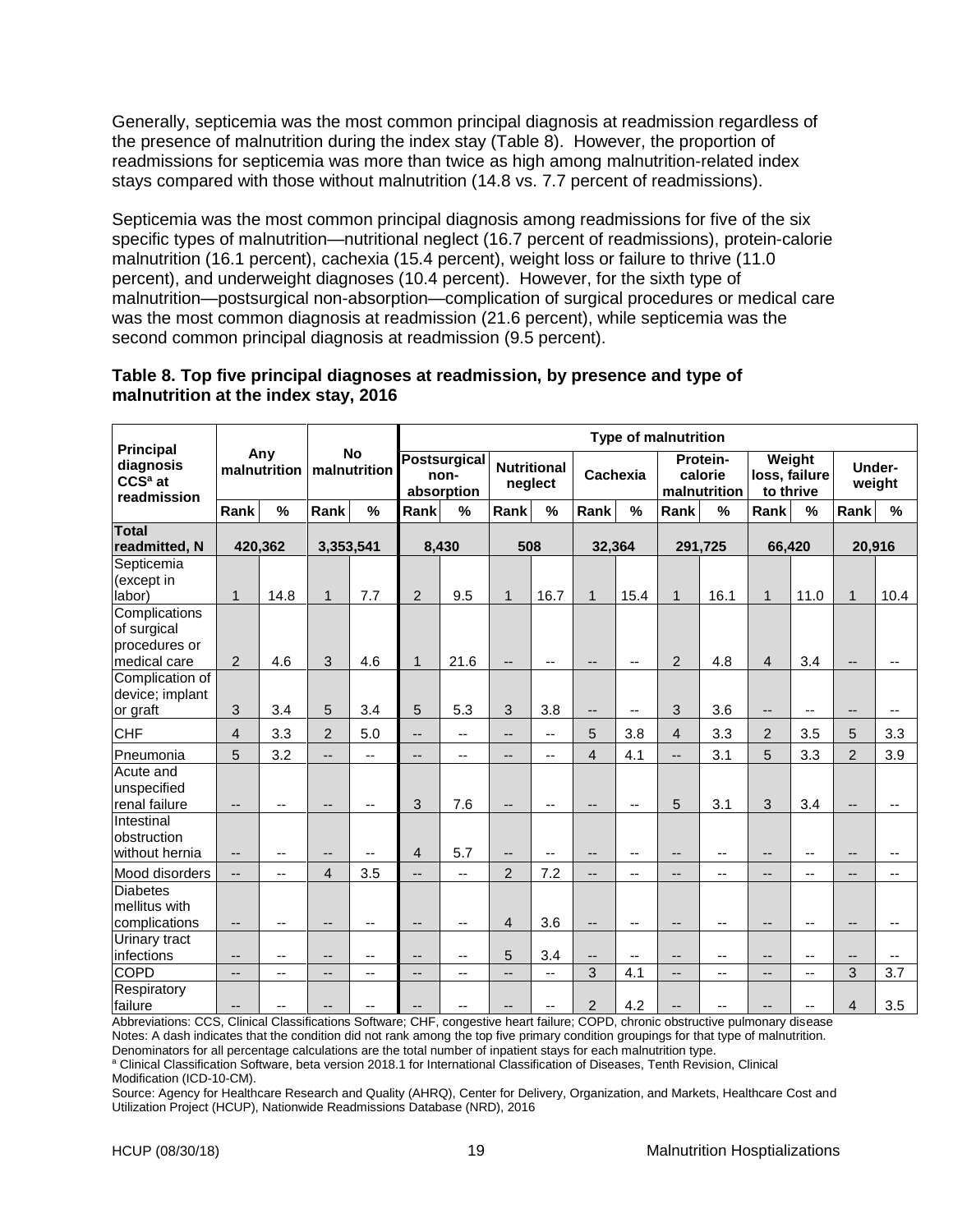Generally, septicemia was the most common principal diagnosis at readmission regardless of the presence of malnutrition during the index stay (Table 8). However, the proportion of readmissions for septicemia was more than twice as high among malnutrition-related index stays compared with those without malnutrition (14.8 vs. 7.7 percent of readmissions).

Septicemia was the most common principal diagnosis among readmissions for five of the six specific types of malnutrition—nutritional neglect (16.7 percent of readmissions), protein-calorie malnutrition (16.1 percent), cachexia (15.4 percent), weight loss or failure to thrive (11.0 percent), and underweight diagnoses (10.4 percent). However, for the sixth type of malnutrition—postsurgical non-absorption—complication of surgical procedures or medical care was the most common diagnosis at readmission (21.6 percent), while septicemia was the second common principal diagnosis at readmission (9.5 percent).

**Table 8. Top five principal diagnoses at readmission, by presence and type of malnutrition at the index stay, 2016**

| Principal diagnosis CCS[a] at readmission | Any malnutrition | | No malnutrition | | Type of malnutrition | | | | | | | | | | | |
|---|---|---|---|---|---|---|---|---|---|---|---|---|---|---|---|---|
| | | | | | Postsurgical non-absorption | | Nutritional neglect | | Cachexia | | Protein-calorie malnutrition | | Weight loss, failure to thrive | | Under-weight | |
| | Rank | % | Rank | % | Rank | % | Rank | % | Rank | % | Rank | % | Rank | % | Rank | % |
| **Total readmitted, N** | 420,362 | | 3,353,541 | | 8,430 | | 508 | | 32,364 | | 291,725 | | 66,420 | | 20,916 | |
| Septicemia (except in labor) | 1 | 14.8 | 1 | 7.7 | 2 | 9.5 | 1 | 16.7 | 1 | 15.4 | 1 | 16.1 | 1 | 11.0 | 1 | 10.4 |
| Complications of surgical procedures or medical care | 2 | 4.6 | 3 | 4.6 | 1 | 21.6 | -- | -- | -- | -- | 2 | 4.8 | 4 | 3.4 | -- | -- |
| Complication of device; implant or graft | 3 | 3.4 | 5 | 3.4 | 5 | 5.3 | 3 | 3.8 | -- | -- | 3 | 3.6 | -- | -- | -- | -- |
| CHF | 4 | 3.3 | 2 | 5.0 | -- | -- | -- | -- | 5 | 3.8 | 4 | 3.3 | 2 | 3.5 | 5 | 3.3 |
| Pneumonia | 5 | 3.2 | -- | -- | -- | -- | -- | -- | 4 | 4.1 | -- | 3.1 | 5 | 3.3 | 2 | 3.9 |
| Acute and unspecified renal failure | -- | -- | -- | -- | 3 | 7.6 | -- | -- | -- | -- | 5 | 3.1 | 3 | 3.4 | -- | -- |
| Intestinal obstruction without hernia | -- | -- | -- | -- | 4 | 5.7 | -- | -- | -- | -- | -- | -- | -- | -- | -- | -- |
| Mood disorders | -- | -- | 4 | 3.5 | -- | -- | 2 | 7.2 | -- | -- | -- | -- | -- | -- | -- | -- |
| Diabetes mellitus with complications | -- | -- | -- | -- | -- | -- | 4 | 3.6 | -- | -- | -- | -- | -- | -- | -- | -- |
| Urinary tract infections | -- | -- | -- | -- | -- | -- | 5 | 3.4 | -- | -- | -- | -- | -- | -- | -- | -- |
| COPD | -- | -- | -- | -- | -- | -- | -- | -- | 3 | 4.1 | -- | -- | -- | -- | 3 | 3.7 |
| Respiratory failure | -- | -- | -- | -- | -- | -- | -- | -- | 2 | 4.2 | -- | -- | -- | -- | 4 | 3.5 |

Abbreviations: CCS, Clinical Classifications Software; CHF, congestive heart failure; COPD, chronic obstructive pulmonary disease
Notes: A dash indicates that the condition did not rank among the top five primary condition groupings for that type of malnutrition. Denominators for all percentage calculations are the total number of inpatient stays for each malnutrition type.
[a] Clinical Classification Software, beta version 2018.1 for International Classification of Diseases, Tenth Revision, Clinical Modification (ICD-10-CM).
Source: Agency for Healthcare Research and Quality (AHRQ), Center for Delivery, Organization, and Markets, Healthcare Cost and Utilization Project (HCUP), Nationwide Readmissions Database (NRD), 2016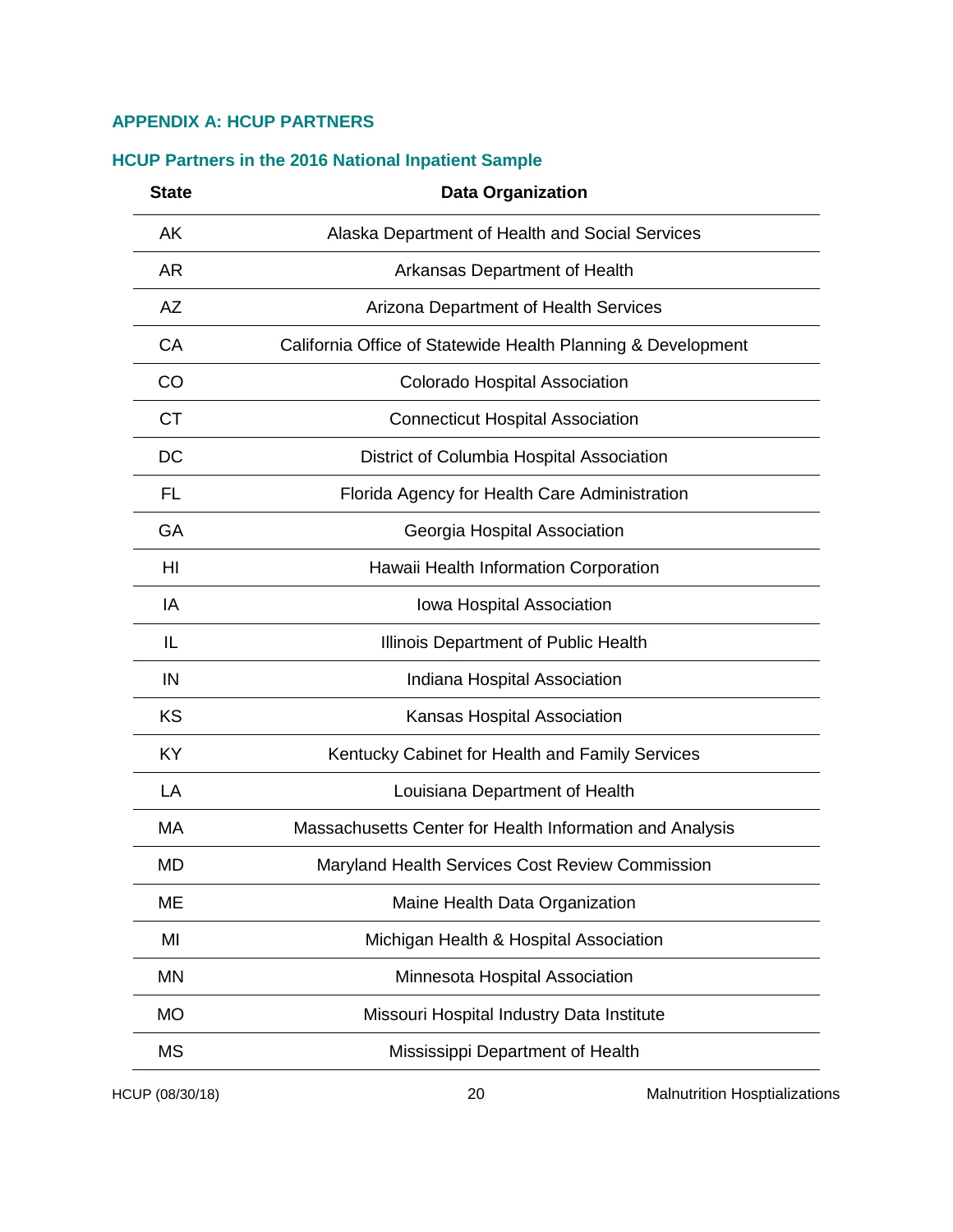## APPENDIX A: HCUP PARTNERS

### HCUP Partners in the 2016 National Inpatient Sample

| State | Data Organization |
|---|---|
| AK | Alaska Department of Health and Social Services |
| AR | Arkansas Department of Health |
| AZ | Arizona Department of Health Services |
| CA | California Office of Statewide Health Planning & Development |
| CO | Colorado Hospital Association |
| CT | Connecticut Hospital Association |
| DC | District of Columbia Hospital Association |
| FL | Florida Agency for Health Care Administration |
| GA | Georgia Hospital Association |
| HI | Hawaii Health Information Corporation |
| IA | Iowa Hospital Association |
| IL | Illinois Department of Public Health |
| IN | Indiana Hospital Association |
| KS | Kansas Hospital Association |
| KY | Kentucky Cabinet for Health and Family Services |
| LA | Louisiana Department of Health |
| MA | Massachusetts Center for Health Information and Analysis |
| MD | Maryland Health Services Cost Review Commission |
| ME | Maine Health Data Organization |
| MI | Michigan Health & Hospital Association |
| MN | Minnesota Hospital Association |
| MO | Missouri Hospital Industry Data Institute |
| MS | Mississippi Department of Health |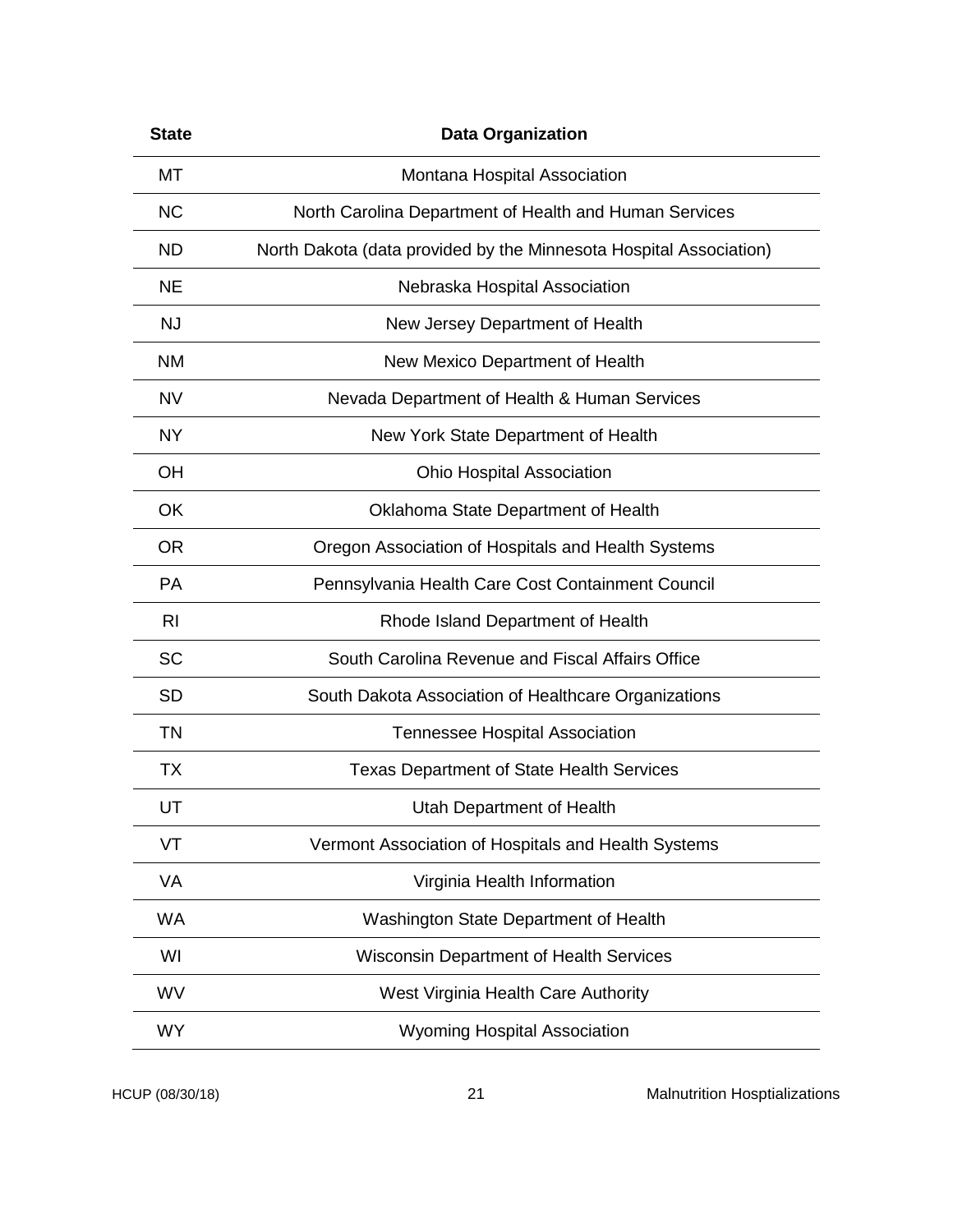| State | Data Organization |
| --- | --- |
| MT | Montana Hospital Association |
| NC | North Carolina Department of Health and Human Services |
| ND | North Dakota (data provided by the Minnesota Hospital Association) |
| NE | Nebraska Hospital Association |
| NJ | New Jersey Department of Health |
| NM | New Mexico Department of Health |
| NV | Nevada Department of Health & Human Services |
| NY | New York State Department of Health |
| OH | Ohio Hospital Association |
| OK | Oklahoma State Department of Health |
| OR | Oregon Association of Hospitals and Health Systems |
| PA | Pennsylvania Health Care Cost Containment Council |
| RI | Rhode Island Department of Health |
| SC | South Carolina Revenue and Fiscal Affairs Office |
| SD | South Dakota Association of Healthcare Organizations |
| TN | Tennessee Hospital Association |
| TX | Texas Department of State Health Services |
| UT | Utah Department of Health |
| VT | Vermont Association of Hospitals and Health Systems |
| VA | Virginia Health Information |
| WA | Washington State Department of Health |
| WI | Wisconsin Department of Health Services |
| WV | West Virginia Health Care Authority |
| WY | Wyoming Hospital Association |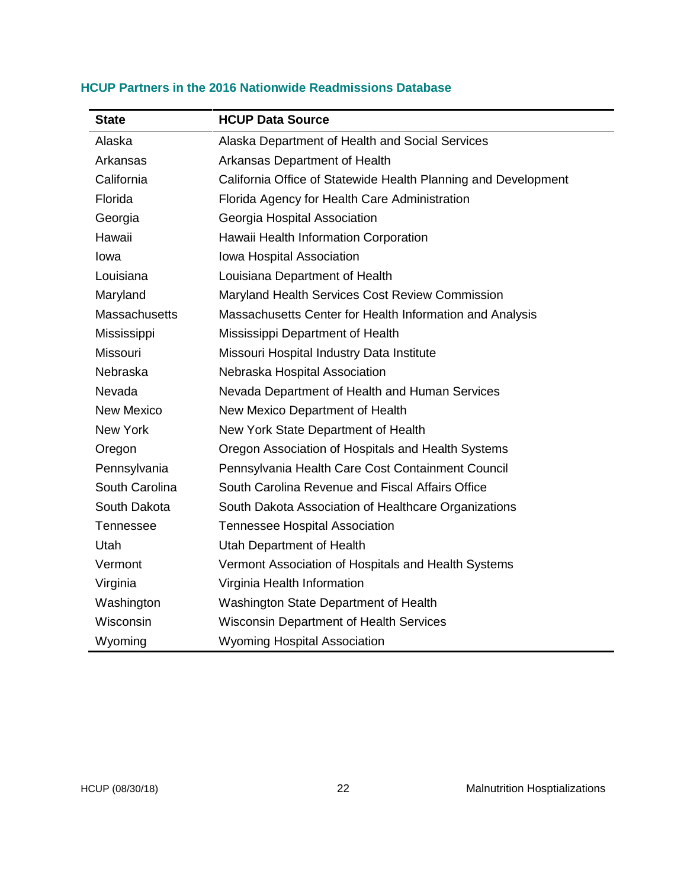### HCUP Partners in the 2016 Nationwide Readmissions Database

| State | HCUP Data Source |
|---|---|
| Alaska | Alaska Department of Health and Social Services |
| Arkansas | Arkansas Department of Health |
| California | California Office of Statewide Health Planning and Development |
| Florida | Florida Agency for Health Care Administration |
| Georgia | Georgia Hospital Association |
| Hawaii | Hawaii Health Information Corporation |
| Iowa | Iowa Hospital Association |
| Louisiana | Louisiana Department of Health |
| Maryland | Maryland Health Services Cost Review Commission |
| Massachusetts | Massachusetts Center for Health Information and Analysis |
| Mississippi | Mississippi Department of Health |
| Missouri | Missouri Hospital Industry Data Institute |
| Nebraska | Nebraska Hospital Association |
| Nevada | Nevada Department of Health and Human Services |
| New Mexico | New Mexico Department of Health |
| New York | New York State Department of Health |
| Oregon | Oregon Association of Hospitals and Health Systems |
| Pennsylvania | Pennsylvania Health Care Cost Containment Council |
| South Carolina | South Carolina Revenue and Fiscal Affairs Office |
| South Dakota | South Dakota Association of Healthcare Organizations |
| Tennessee | Tennessee Hospital Association |
| Utah | Utah Department of Health |
| Vermont | Vermont Association of Hospitals and Health Systems |
| Virginia | Virginia Health Information |
| Washington | Washington State Department of Health |
| Wisconsin | Wisconsin Department of Health Services |
| Wyoming | Wyoming Hospital Association |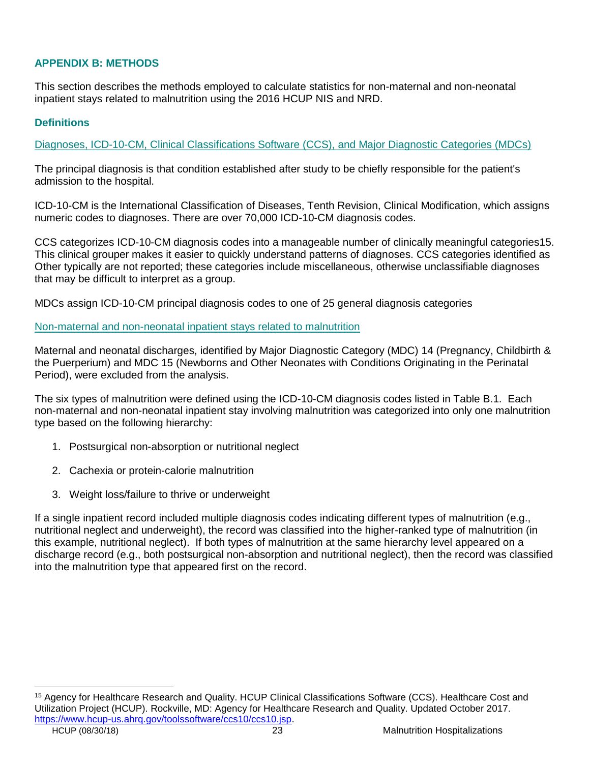## APPENDIX B: METHODS

This section describes the methods employed to calculate statistics for non-maternal and non-neonatal inpatient stays related to malnutrition using the 2016 HCUP NIS and NRD.

### Definitions

#### Diagnoses, ICD-10-CM, Clinical Classifications Software (CCS), and Major Diagnostic Categories (MDCs)

The principal diagnosis is that condition established after study to be chiefly responsible for the patient's admission to the hospital.

ICD-10-CM is the International Classification of Diseases, Tenth Revision, Clinical Modification, which assigns numeric codes to diagnoses. There are over 70,000 ICD-10-CM diagnosis codes.

CCS categorizes ICD-10-CM diagnosis codes into a manageable number of clinically meaningful categories[15]. This clinical grouper makes it easier to quickly understand patterns of diagnoses. CCS categories identified as Other typically are not reported; these categories include miscellaneous, otherwise unclassifiable diagnoses that may be difficult to interpret as a group.

MDCs assign ICD-10-CM principal diagnosis codes to one of 25 general diagnosis categories

#### Non-maternal and non-neonatal inpatient stays related to malnutrition

Maternal and neonatal discharges, identified by Major Diagnostic Category (MDC) 14 (Pregnancy, Childbirth & the Puerperium) and MDC 15 (Newborns and Other Neonates with Conditions Originating in the Perinatal Period), were excluded from the analysis.

The six types of malnutrition were defined using the ICD-10-CM diagnosis codes listed in Table B.1. Each non-maternal and non-neonatal inpatient stay involving malnutrition was categorized into only one malnutrition type based on the following hierarchy:

1. Postsurgical non-absorption or nutritional neglect
2. Cachexia or protein-calorie malnutrition
3. Weight loss/failure to thrive or underweight

If a single inpatient record included multiple diagnosis codes indicating different types of malnutrition (e.g., nutritional neglect and underweight), the record was classified into the higher-ranked type of malnutrition (in this example, nutritional neglect). If both types of malnutrition at the same hierarchy level appeared on a discharge record (e.g., both postsurgical non-absorption and nutritional neglect), then the record was classified into the malnutrition type that appeared first on the record.

[15] Agency for Healthcare Research and Quality. HCUP Clinical Classifications Software (CCS). Healthcare Cost and Utilization Project (HCUP). Rockville, MD: Agency for Healthcare Research and Quality. Updated October 2017. https://www.hcup-us.ahrq.gov/toolssoftware/ccs10/ccs10.jsp.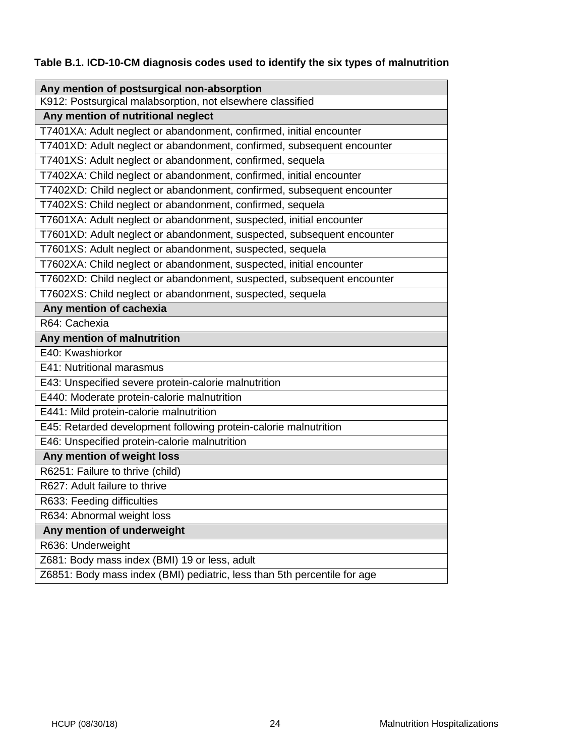**Table B.1. ICD-10-CM diagnosis codes used to identify the six types of malnutrition**

| **Any mention of postsurgical non-absorption** |
|---|
| K912: Postsurgical malabsorption, not elsewhere classified |
| **Any mention of nutritional neglect** |
| T7401XA: Adult neglect or abandonment, confirmed, initial encounter |
| T7401XD: Adult neglect or abandonment, confirmed, subsequent encounter |
| T7401XS: Adult neglect or abandonment, confirmed, sequela |
| T7402XA: Child neglect or abandonment, confirmed, initial encounter |
| T7402XD: Child neglect or abandonment, confirmed, subsequent encounter |
| T7402XS: Child neglect or abandonment, confirmed, sequela |
| T7601XA: Adult neglect or abandonment, suspected, initial encounter |
| T7601XD: Adult neglect or abandonment, suspected, subsequent encounter |
| T7601XS: Adult neglect or abandonment, suspected, sequela |
| T7602XA: Child neglect or abandonment, suspected, initial encounter |
| T7602XD: Child neglect or abandonment, suspected, subsequent encounter |
| T7602XS: Child neglect or abandonment, suspected, sequela |
| **Any mention of cachexia** |
| R64: Cachexia |
| **Any mention of malnutrition** |
| E40: Kwashiorkor |
| E41: Nutritional marasmus |
| E43: Unspecified severe protein-calorie malnutrition |
| E440: Moderate protein-calorie malnutrition |
| E441: Mild protein-calorie malnutrition |
| E45: Retarded development following protein-calorie malnutrition |
| E46: Unspecified protein-calorie malnutrition |
| **Any mention of weight loss** |
| R6251: Failure to thrive (child) |
| R627: Adult failure to thrive |
| R633: Feeding difficulties |
| R634: Abnormal weight loss |
| **Any mention of underweight** |
| R636: Underweight |
| Z681: Body mass index (BMI) 19 or less, adult |
| Z6851: Body mass index (BMI) pediatric, less than 5th percentile for age |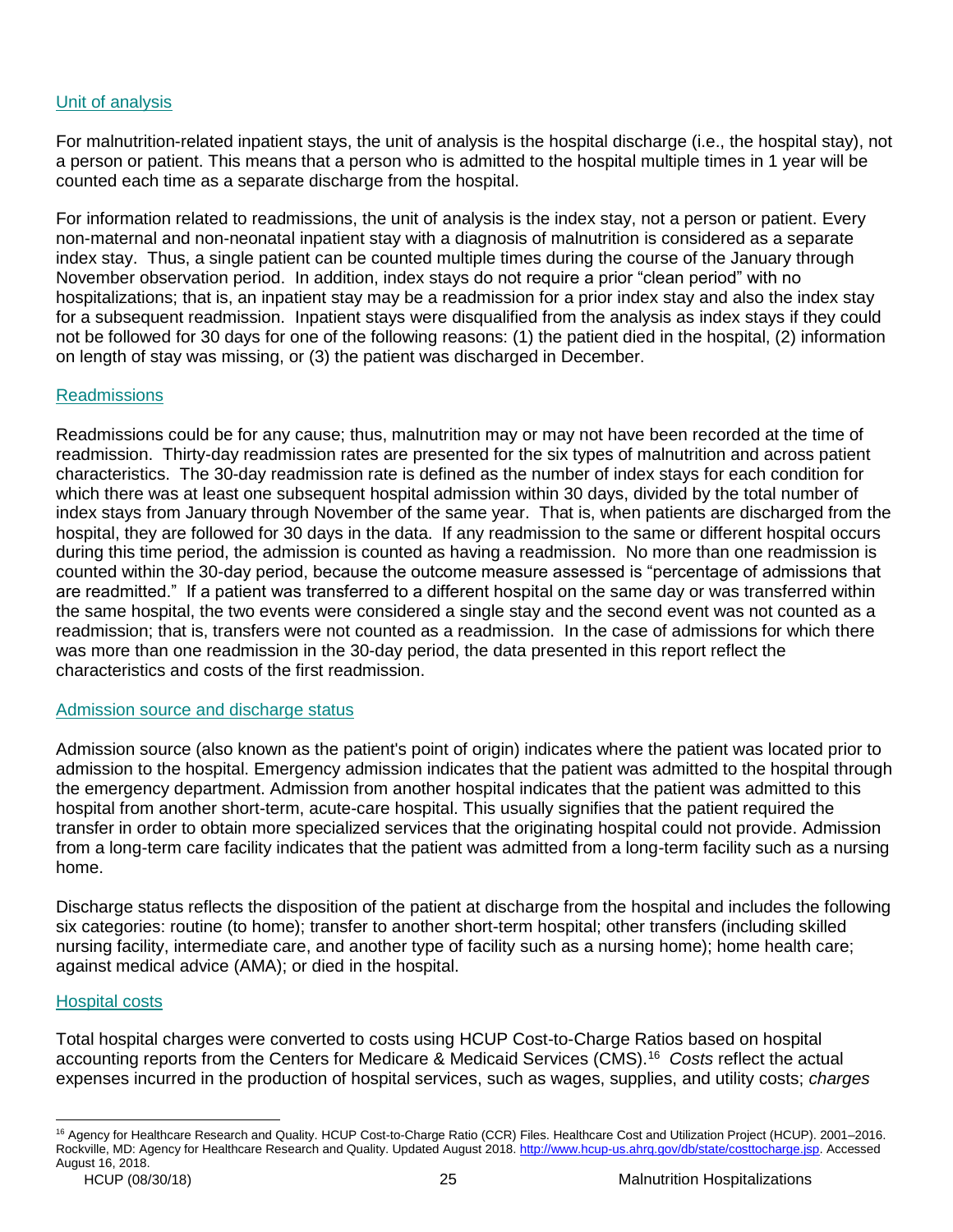### Unit of analysis

For malnutrition-related inpatient stays, the unit of analysis is the hospital discharge (i.e., the hospital stay), not a person or patient. This means that a person who is admitted to the hospital multiple times in 1 year will be counted each time as a separate discharge from the hospital.

For information related to readmissions, the unit of analysis is the index stay, not a person or patient. Every non-maternal and non-neonatal inpatient stay with a diagnosis of malnutrition is considered as a separate index stay. Thus, a single patient can be counted multiple times during the course of the January through November observation period. In addition, index stays do not require a prior "clean period" with no hospitalizations; that is, an inpatient stay may be a readmission for a prior index stay and also the index stay for a subsequent readmission. Inpatient stays were disqualified from the analysis as index stays if they could not be followed for 30 days for one of the following reasons: (1) the patient died in the hospital, (2) information on length of stay was missing, or (3) the patient was discharged in December.

### Readmissions

Readmissions could be for any cause; thus, malnutrition may or may not have been recorded at the time of readmission. Thirty-day readmission rates are presented for the six types of malnutrition and across patient characteristics. The 30-day readmission rate is defined as the number of index stays for each condition for which there was at least one subsequent hospital admission within 30 days, divided by the total number of index stays from January through November of the same year. That is, when patients are discharged from the hospital, they are followed for 30 days in the data. If any readmission to the same or different hospital occurs during this time period, the admission is counted as having a readmission. No more than one readmission is counted within the 30-day period, because the outcome measure assessed is "percentage of admissions that are readmitted." If a patient was transferred to a different hospital on the same day or was transferred within the same hospital, the two events were considered a single stay and the second event was not counted as a readmission; that is, transfers were not counted as a readmission. In the case of admissions for which there was more than one readmission in the 30-day period, the data presented in this report reflect the characteristics and costs of the first readmission.

### Admission source and discharge status

Admission source (also known as the patient's point of origin) indicates where the patient was located prior to admission to the hospital. Emergency admission indicates that the patient was admitted to the hospital through the emergency department. Admission from another hospital indicates that the patient was admitted to this hospital from another short-term, acute-care hospital. This usually signifies that the patient required the transfer in order to obtain more specialized services that the originating hospital could not provide. Admission from a long-term care facility indicates that the patient was admitted from a long-term facility such as a nursing home.

Discharge status reflects the disposition of the patient at discharge from the hospital and includes the following six categories: routine (to home); transfer to another short-term hospital; other transfers (including skilled nursing facility, intermediate care, and another type of facility such as a nursing home); home health care; against medical advice (AMA); or died in the hospital.

### Hospital costs

Total hospital charges were converted to costs using HCUP Cost-to-Charge Ratios based on hospital accounting reports from the Centers for Medicare & Medicaid Services (CMS).[16] *Costs* reflect the actual expenses incurred in the production of hospital services, such as wages, supplies, and utility costs; *charges*

[16] Agency for Healthcare Research and Quality. HCUP Cost-to-Charge Ratio (CCR) Files. Healthcare Cost and Utilization Project (HCUP). 2001–2016. Rockville, MD: Agency for Healthcare Research and Quality. Updated August 2018. http://www.hcup-us.ahrq.gov/db/state/costtocharge.jsp. Accessed August 16, 2018.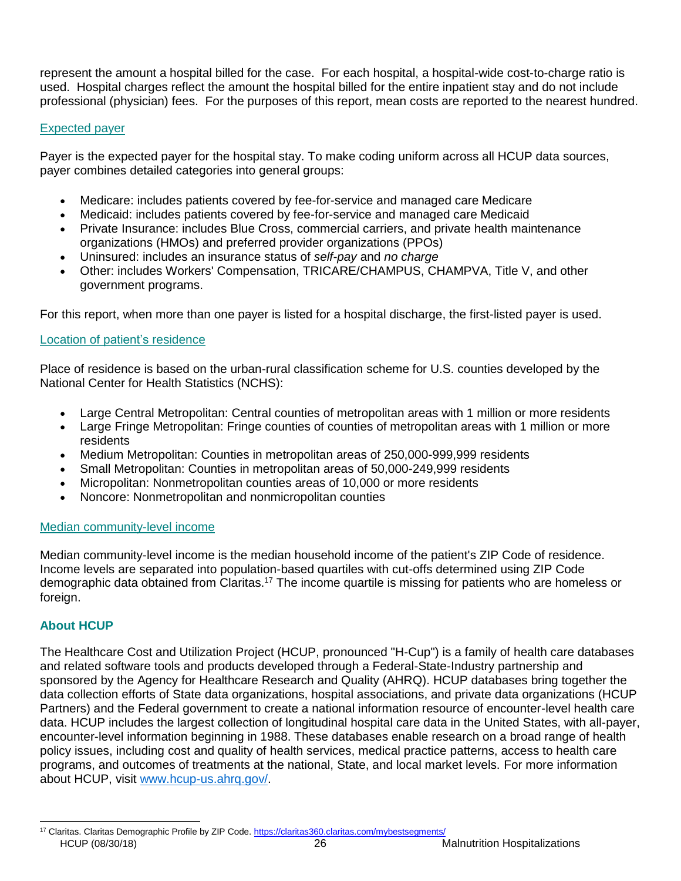represent the amount a hospital billed for the case. For each hospital, a hospital-wide cost-to-charge ratio is used. Hospital charges reflect the amount the hospital billed for the entire inpatient stay and do not include professional (physician) fees. For the purposes of this report, mean costs are reported to the nearest hundred.

### Expected payer

Payer is the expected payer for the hospital stay. To make coding uniform across all HCUP data sources, payer combines detailed categories into general groups:

- Medicare: includes patients covered by fee-for-service and managed care Medicare
- Medicaid: includes patients covered by fee-for-service and managed care Medicaid
- Private Insurance: includes Blue Cross, commercial carriers, and private health maintenance organizations (HMOs) and preferred provider organizations (PPOs)
- Uninsured: includes an insurance status of *self-pay* and *no charge*
- Other: includes Workers' Compensation, TRICARE/CHAMPUS, CHAMPVA, Title V, and other government programs.

For this report, when more than one payer is listed for a hospital discharge, the first-listed payer is used.

### Location of patient's residence

Place of residence is based on the urban-rural classification scheme for U.S. counties developed by the National Center for Health Statistics (NCHS):

- Large Central Metropolitan: Central counties of metropolitan areas with 1 million or more residents
- Large Fringe Metropolitan: Fringe counties of counties of metropolitan areas with 1 million or more residents
- Medium Metropolitan: Counties in metropolitan areas of 250,000-999,999 residents
- Small Metropolitan: Counties in metropolitan areas of 50,000-249,999 residents
- Micropolitan: Nonmetropolitan counties areas of 10,000 or more residents
- Noncore: Nonmetropolitan and nonmicropolitan counties

### Median community-level income

Median community-level income is the median household income of the patient's ZIP Code of residence. Income levels are separated into population-based quartiles with cut-offs determined using ZIP Code demographic data obtained from Claritas.[17] The income quartile is missing for patients who are homeless or foreign.

## About HCUP

The Healthcare Cost and Utilization Project (HCUP, pronounced "H-Cup") is a family of health care databases and related software tools and products developed through a Federal-State-Industry partnership and sponsored by the Agency for Healthcare Research and Quality (AHRQ). HCUP databases bring together the data collection efforts of State data organizations, hospital associations, and private data organizations (HCUP Partners) and the Federal government to create a national information resource of encounter-level health care data. HCUP includes the largest collection of longitudinal hospital care data in the United States, with all-payer, encounter-level information beginning in 1988. These databases enable research on a broad range of health policy issues, including cost and quality of health services, medical practice patterns, access to health care programs, and outcomes of treatments at the national, State, and local market levels. For more information about HCUP, visit www.hcup-us.ahrq.gov/.

[17] Claritas. Claritas Demographic Profile by ZIP Code. https://claritas360.claritas.com/mybestsegments/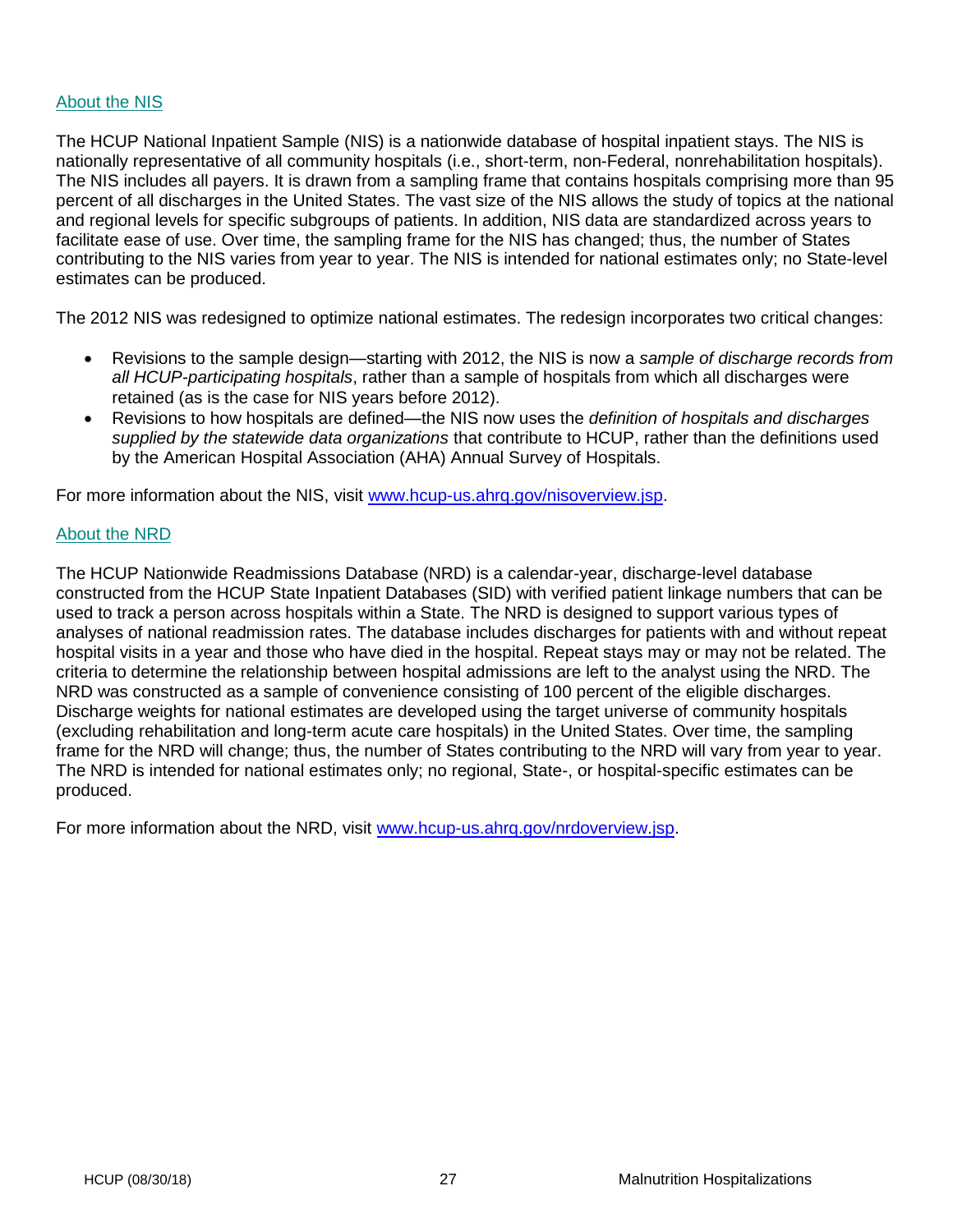## About the NIS

The HCUP National Inpatient Sample (NIS) is a nationwide database of hospital inpatient stays. The NIS is nationally representative of all community hospitals (i.e., short-term, non-Federal, nonrehabilitation hospitals). The NIS includes all payers. It is drawn from a sampling frame that contains hospitals comprising more than 95 percent of all discharges in the United States. The vast size of the NIS allows the study of topics at the national and regional levels for specific subgroups of patients. In addition, NIS data are standardized across years to facilitate ease of use. Over time, the sampling frame for the NIS has changed; thus, the number of States contributing to the NIS varies from year to year. The NIS is intended for national estimates only; no State-level estimates can be produced.

The 2012 NIS was redesigned to optimize national estimates. The redesign incorporates two critical changes:

- Revisions to the sample design—starting with 2012, the NIS is now a *sample of discharge records from all HCUP-participating hospitals*, rather than a sample of hospitals from which all discharges were retained (as is the case for NIS years before 2012).
- Revisions to how hospitals are defined—the NIS now uses the *definition of hospitals and discharges supplied by the statewide data organizations* that contribute to HCUP, rather than the definitions used by the American Hospital Association (AHA) Annual Survey of Hospitals.

For more information about the NIS, visit www.hcup-us.ahrq.gov/nisoverview.jsp.

## About the NRD

The HCUP Nationwide Readmissions Database (NRD) is a calendar-year, discharge-level database constructed from the HCUP State Inpatient Databases (SID) with verified patient linkage numbers that can be used to track a person across hospitals within a State. The NRD is designed to support various types of analyses of national readmission rates. The database includes discharges for patients with and without repeat hospital visits in a year and those who have died in the hospital. Repeat stays may or may not be related. The criteria to determine the relationship between hospital admissions are left to the analyst using the NRD. The NRD was constructed as a sample of convenience consisting of 100 percent of the eligible discharges. Discharge weights for national estimates are developed using the target universe of community hospitals (excluding rehabilitation and long-term acute care hospitals) in the United States. Over time, the sampling frame for the NRD will change; thus, the number of States contributing to the NRD will vary from year to year. The NRD is intended for national estimates only; no regional, State-, or hospital-specific estimates can be produced.

For more information about the NRD, visit www.hcup-us.ahrq.gov/nrdoverview.jsp.